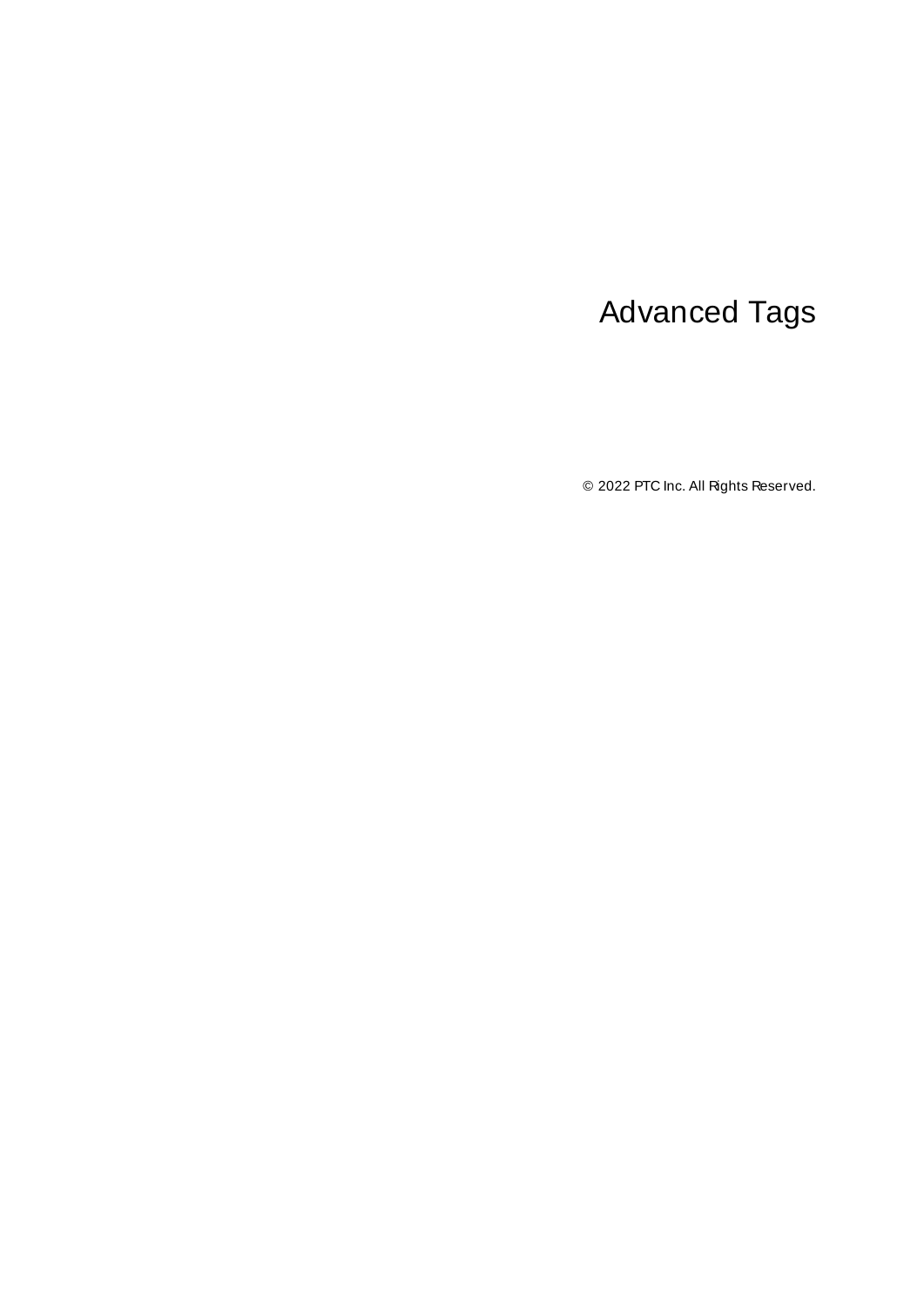# Advanced Tags

© 2022 PTC Inc. All Rights Reserved.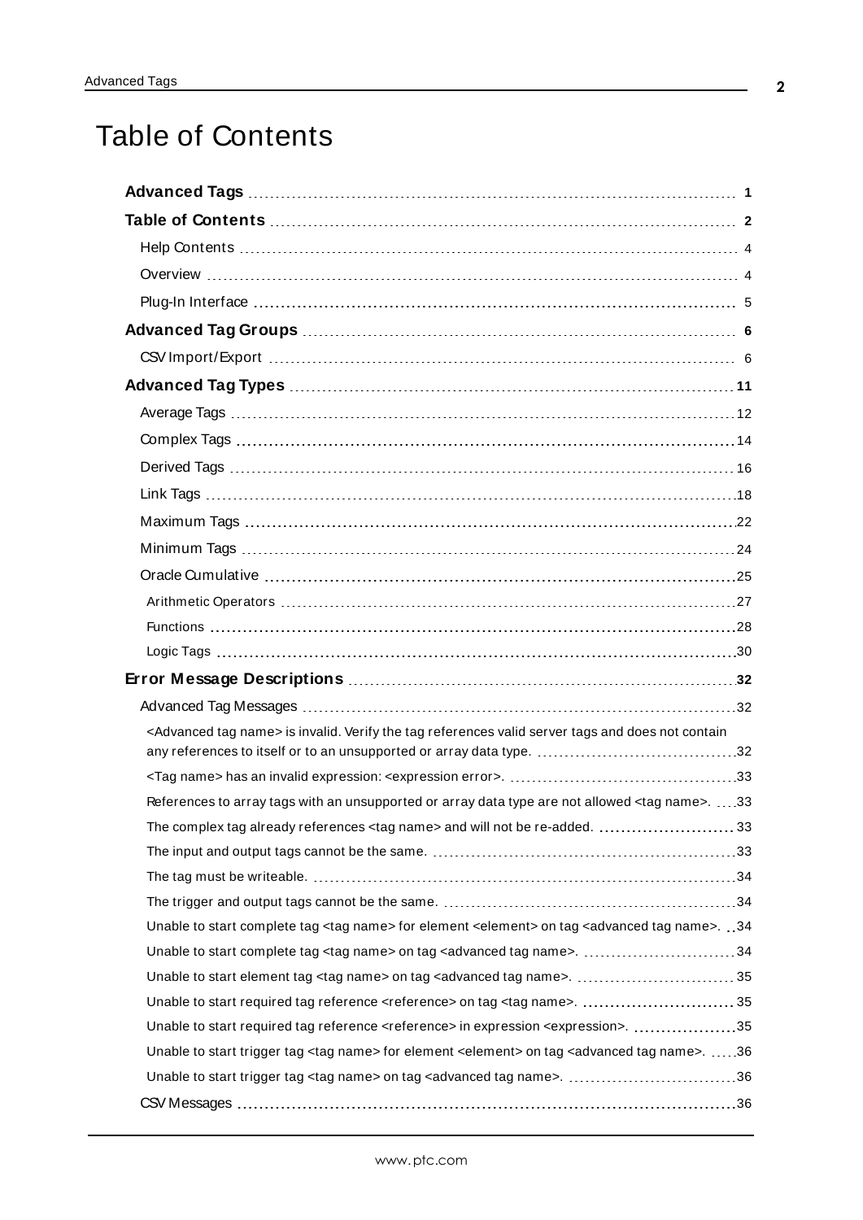# Table of Contents

**Advanced Tags** 1

**Table of Contents** 2

- Help Contents 4
- Overview 4
- Plug-In Interface 5

**Advanced Tag Groups** 6

- CSV Import/Export 6

**Advanced Tag Types** 11

- Average Tags 12
- Complex Tags 14
- Derived Tags 16
- Link Tags 18
- Maximum Tags 22
- Minimum Tags 24
- Oracle Cumulative 25
  - Arithmetic Operators 27
  - Functions 28
  - Logic Tags 30

**Error Message Descriptions** 32

- Advanced Tag Messages 32
  - <Advanced tag name> is invalid. Verify the tag references valid server tags and does not contain any references to itself or to an unsupported or array data type. 32
  - <Tag name> has an invalid expression: <expression error>. 33
  - References to array tags with an unsupported or array data type are not allowed <tag name>. 33
  - The complex tag already references <tag name> and will not be re-added. 33
  - The input and output tags cannot be the same. 33
  - The tag must be writeable. 34
  - The trigger and output tags cannot be the same. 34
  - Unable to start complete tag <tag name> for element <element> on tag <advanced tag name>. 34
  - Unable to start complete tag <tag name> on tag <advanced tag name>. 34
  - Unable to start element tag <tag name> on tag <advanced tag name>. 35
  - Unable to start required tag reference <reference> on tag <tag name>. 35
  - Unable to start required tag reference <reference> in expression <expression>. 35
  - Unable to start trigger tag <tag name> for element <element> on tag <advanced tag name>. 36
  - Unable to start trigger tag <tag name> on tag <advanced tag name>. 36
- CSV Messages 36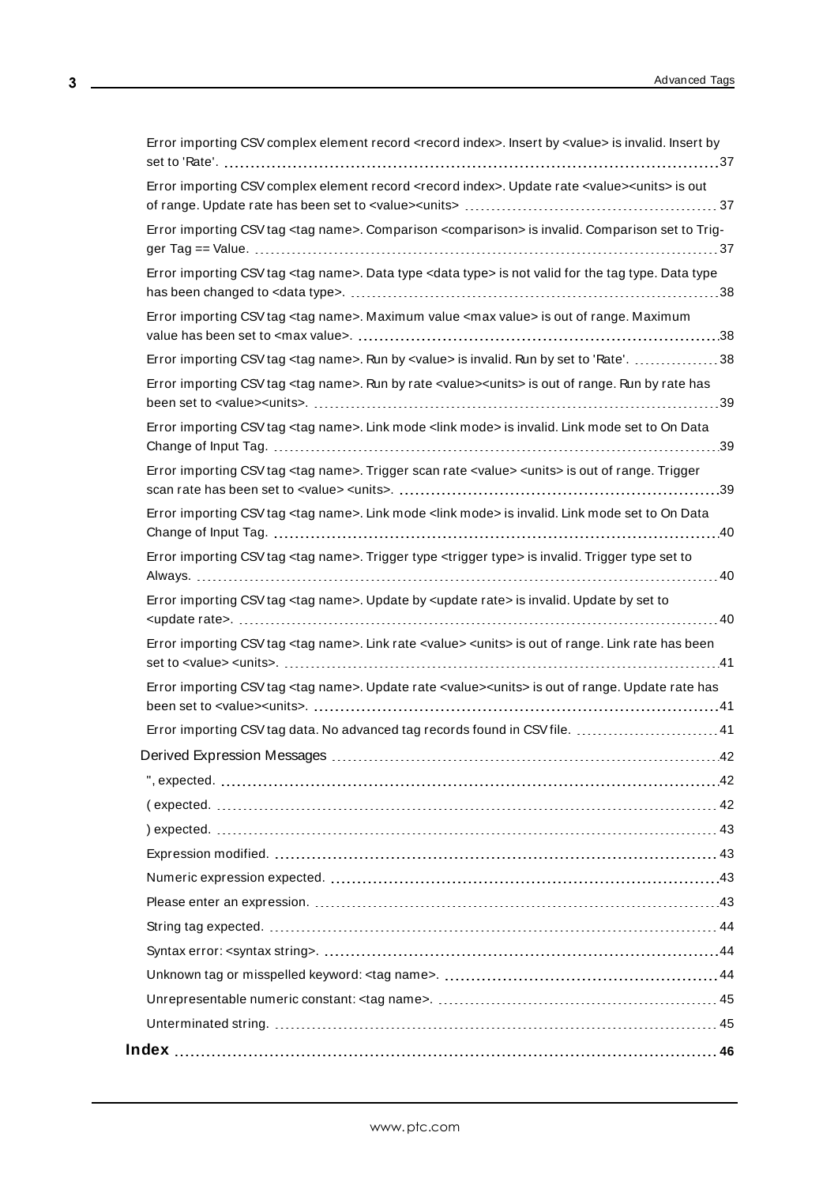Error importing CSV complex element record <record index>. Insert by <value> is invalid. Insert by set to 'Rate'. 37

Error importing CSV complex element record <record index>. Update rate <value><units> is out of range. Update rate has been set to <value><units> 37

Error importing CSV tag <tag name>. Comparison <comparison> is invalid. Comparison set to Trigger Tag == Value. 37

Error importing CSV tag <tag name>. Data type <data type> is not valid for the tag type. Data type has been changed to <data type>. 38

Error importing CSV tag <tag name>. Maximum value <max value> is out of range. Maximum value has been set to <max value>. 38

Error importing CSV tag <tag name>. Run by <value> is invalid. Run by set to 'Rate'. 38

Error importing CSV tag <tag name>. Run by rate <value><units> is out of range. Run by rate has been set to <value><units>. 39

Error importing CSV tag <tag name>. Link mode <link mode> is invalid. Link mode set to On Data Change of Input Tag. 39

Error importing CSV tag <tag name>. Trigger scan rate <value> <units> is out of range. Trigger scan rate has been set to <value> <units>. 39

Error importing CSV tag <tag name>. Link mode <link mode> is invalid. Link mode set to On Data Change of Input Tag. 40

Error importing CSV tag <tag name>. Trigger type <trigger type> is invalid. Trigger type set to Always. 40

Error importing CSV tag <tag name>. Update by <update rate> is invalid. Update by set to <update rate>. 40

Error importing CSV tag <tag name>. Link rate <value> <units> is out of range. Link rate has been set to <value> <units>. 41

Error importing CSV tag <tag name>. Update rate <value><units> is out of range. Update rate has been set to <value><units>. 41

Error importing CSV tag data. No advanced tag records found in CSV file. 41

Derived Expression Messages 42

", expected. 42

( expected. 42

) expected. 43

Expression modified. 43

Numeric expression expected. 43

Please enter an expression. 43

String tag expected. 44

Syntax error: <syntax string>. 44

Unknown tag or misspelled keyword: <tag name>. 44

Unrepresentable numeric constant: <tag name>. 45

Unterminated string. 45

**Index 46**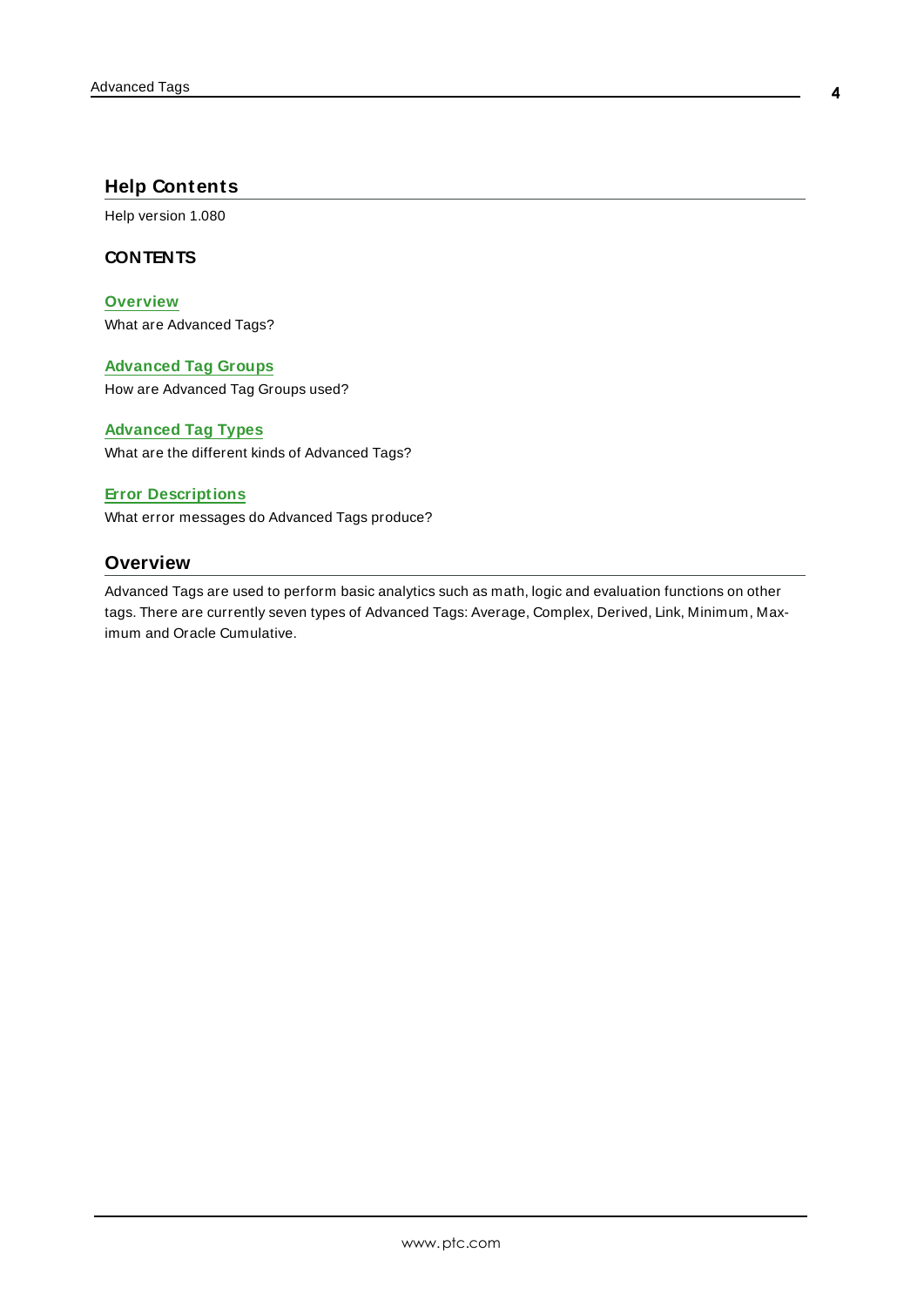## Help Contents

Help version 1.080

### CONTENTS

**Overview**
What are Advanced Tags?

**Advanced Tag Groups**
How are Advanced Tag Groups used?

**Advanced Tag Types**
What are the different kinds of Advanced Tags?

**Error Descriptions**
What error messages do Advanced Tags produce?

## Overview

Advanced Tags are used to perform basic analytics such as math, logic and evaluation functions on other tags. There are currently seven types of Advanced Tags: Average, Complex, Derived, Link, Minimum, Maximum and Oracle Cumulative.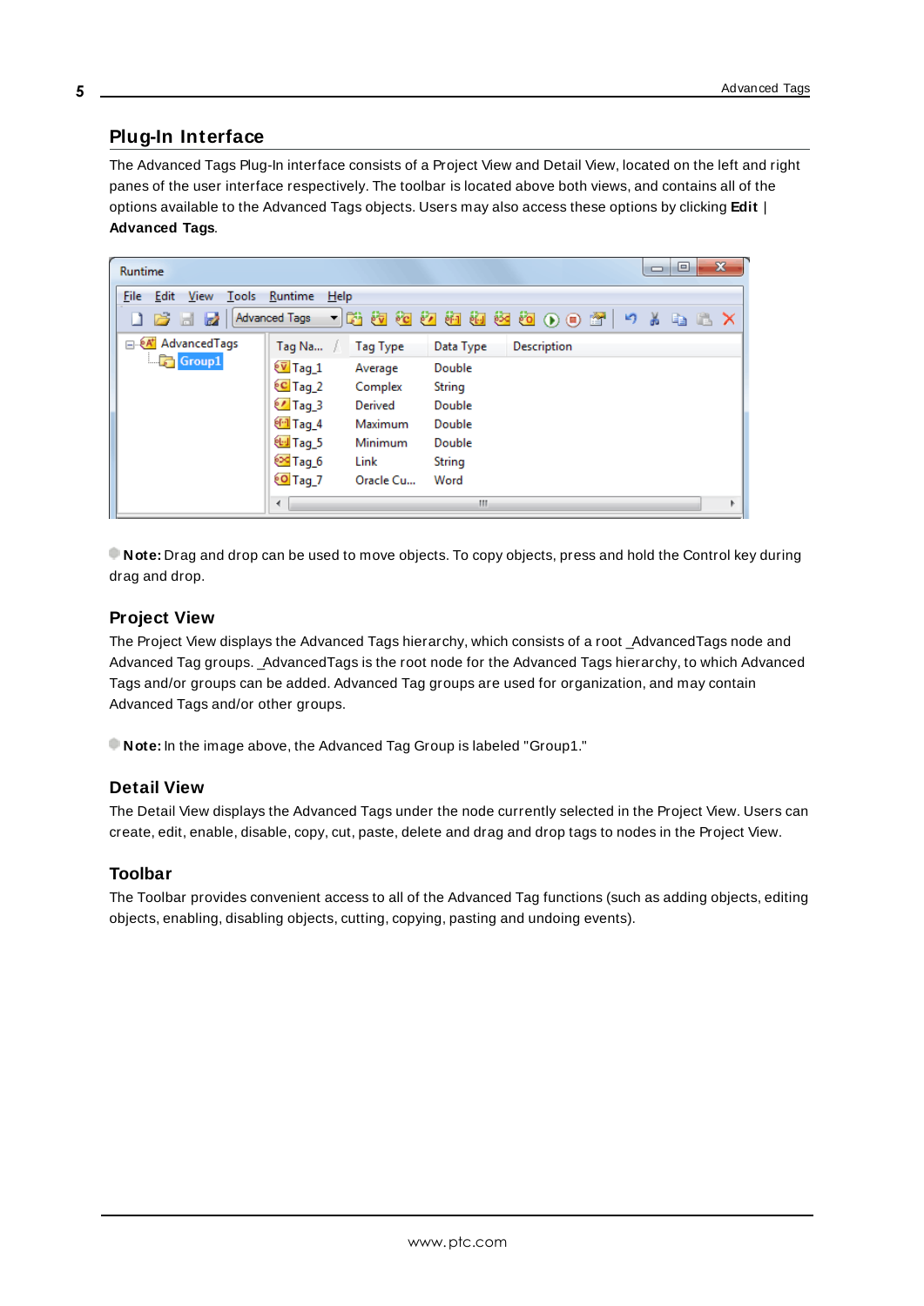## Plug-In Interface

The Advanced Tags Plug-In interface consists of a Project View and Detail View, located on the left and right panes of the user interface respectively. The toolbar is located above both views, and contains all of the options available to the Advanced Tags objects. Users may also access these options by clicking **Edit** | **Advanced Tags**.

**Note:** Drag and drop can be used to move objects. To copy objects, press and hold the Control key during drag and drop.

### Project View

The Project View displays the Advanced Tags hierarchy, which consists of a root _AdvancedTags node and Advanced Tag groups. _AdvancedTags is the root node for the Advanced Tags hierarchy, to which Advanced Tags and/or groups can be added. Advanced Tag groups are used for organization, and may contain Advanced Tags and/or other groups.

**Note:** In the image above, the Advanced Tag Group is labeled "Group1."

### Detail View

The Detail View displays the Advanced Tags under the node currently selected in the Project View. Users can create, edit, enable, disable, copy, cut, paste, delete and drag and drop tags to nodes in the Project View.

### Toolbar

The Toolbar provides convenient access to all of the Advanced Tag functions (such as adding objects, editing objects, enabling, disabling objects, cutting, copying, pasting and undoing events).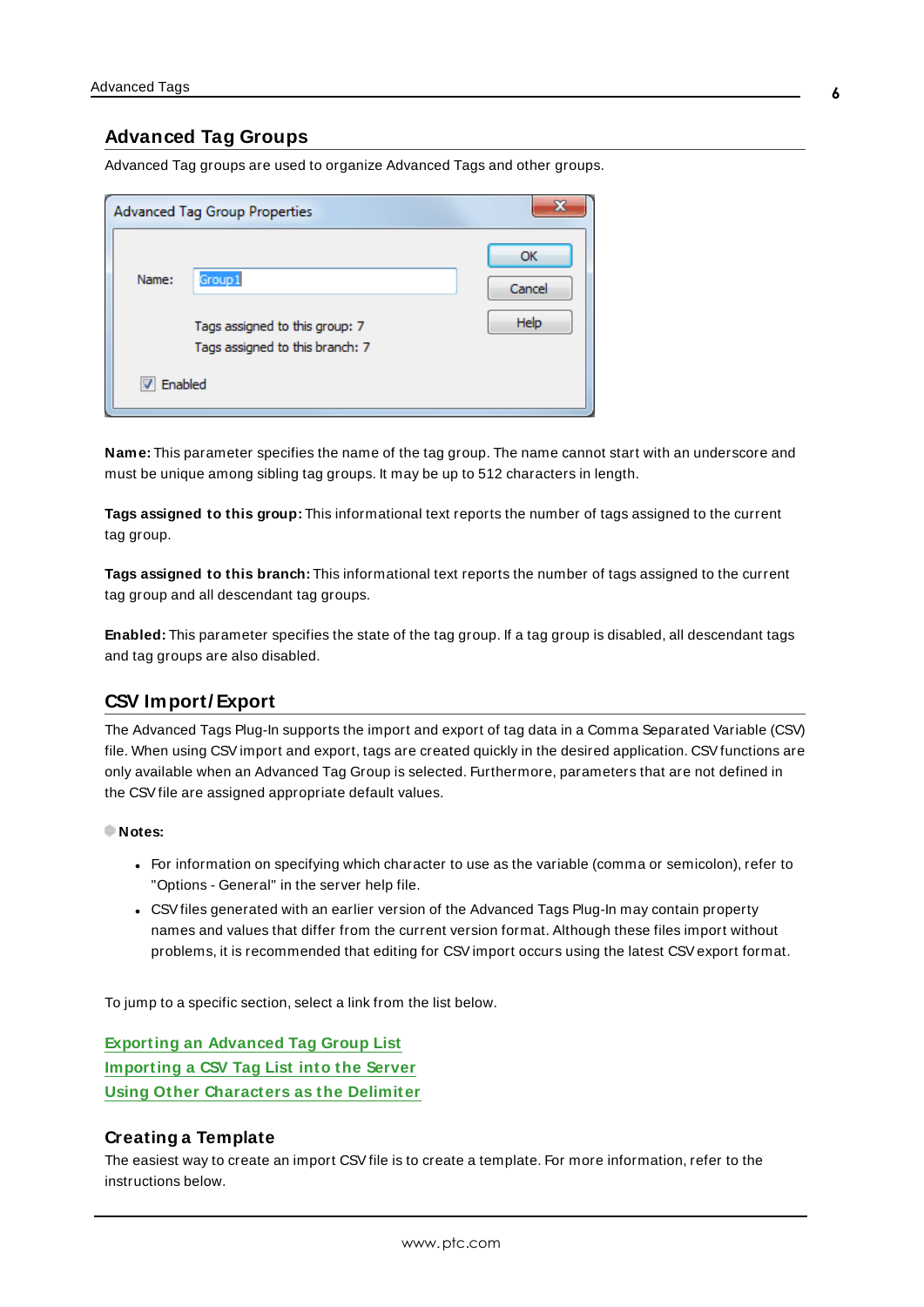## Advanced Tag Groups

Advanced Tag groups are used to organize Advanced Tags and other groups.

**Name:** This parameter specifies the name of the tag group. The name cannot start with an underscore and must be unique among sibling tag groups. It may be up to 512 characters in length.

**Tags assigned to this group:** This informational text reports the number of tags assigned to the current tag group.

**Tags assigned to this branch:** This informational text reports the number of tags assigned to the current tag group and all descendant tag groups.

**Enabled:** This parameter specifies the state of the tag group. If a tag group is disabled, all descendant tags and tag groups are also disabled.

## CSV Import/Export

The Advanced Tags Plug-In supports the import and export of tag data in a Comma Separated Variable (CSV) file. When using CSV import and export, tags are created quickly in the desired application. CSV functions are only available when an Advanced Tag Group is selected. Furthermore, parameters that are not defined in the CSV file are assigned appropriate default values.

**Notes:**

- For information on specifying which character to use as the variable (comma or semicolon), refer to "Options - General" in the server help file.
- CSV files generated with an earlier version of the Advanced Tags Plug-In may contain property names and values that differ from the current version format. Although these files import without problems, it is recommended that editing for CSV import occurs using the latest CSV export format.

To jump to a specific section, select a link from the list below.

Exporting an Advanced Tag Group List
Importing a CSV Tag List into the Server
Using Other Characters as the Delimiter

### Creating a Template

The easiest way to create an import CSV file is to create a template. For more information, refer to the instructions below.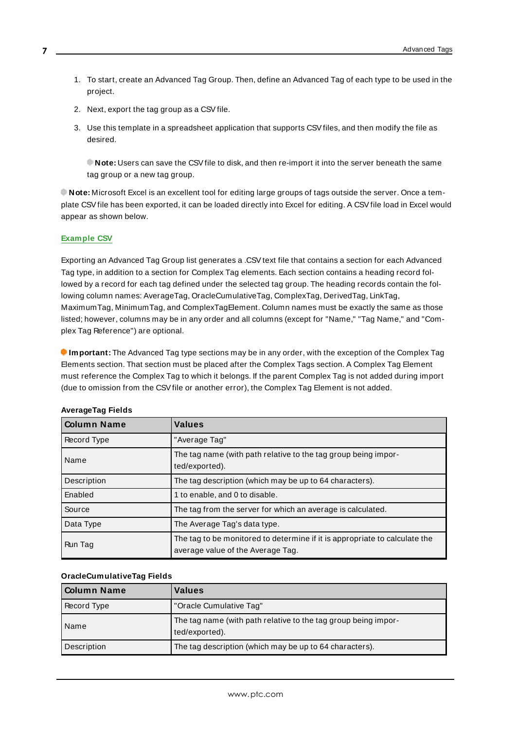1. To start, create an Advanced Tag Group. Then, define an Advanced Tag of each type to be used in the project.
2. Next, export the tag group as a CSV file.
3. Use this template in a spreadsheet application that supports CSV files, and then modify the file as desired.

   **Note:** Users can save the CSV file to disk, and then re-import it into the server beneath the same tag group or a new tag group.

**Note:** Microsoft Excel is an excellent tool for editing large groups of tags outside the server. Once a template CSV file has been exported, it can be loaded directly into Excel for editing. A CSV file load in Excel would appear as shown below.

**Example CSV**

Exporting an Advanced Tag Group list generates a .CSV text file that contains a section for each Advanced Tag type, in addition to a section for Complex Tag elements. Each section contains a heading record followed by a record for each tag defined under the selected tag group. The heading records contain the following column names: AverageTag, OracleCumulativeTag, ComplexTag, DerivedTag, LinkTag, MaximumTag, MinimumTag, and ComplexTagElement. Column names must be exactly the same as those listed; however, columns may be in any order and all columns (except for "Name," "Tag Name," and "Complex Tag Reference") are optional.

**Important:** The Advanced Tag type sections may be in any order, with the exception of the Complex Tag Elements section. That section must be placed after the Complex Tags section. A Complex Tag Element must reference the Complex Tag to which it belongs. If the parent Complex Tag is not added during import (due to omission from the CSV file or another error), the Complex Tag Element is not added.

**AverageTag Fields**

| Column Name | Values |
|---|---|
| Record Type | "Average Tag" |
| Name | The tag name (with path relative to the tag group being imported/exported). |
| Description | The tag description (which may be up to 64 characters). |
| Enabled | 1 to enable, and 0 to disable. |
| Source | The tag from the server for which an average is calculated. |
| Data Type | The Average Tag's data type. |
| Run Tag | The tag to be monitored to determine if it is appropriate to calculate the average value of the Average Tag. |

**OracleCumulativeTag Fields**

| Column Name | Values |
|---|---|
| Record Type | "Oracle Cumulative Tag" |
| Name | The tag name (with path relative to the tag group being imported/exported). |
| Description | The tag description (which may be up to 64 characters). |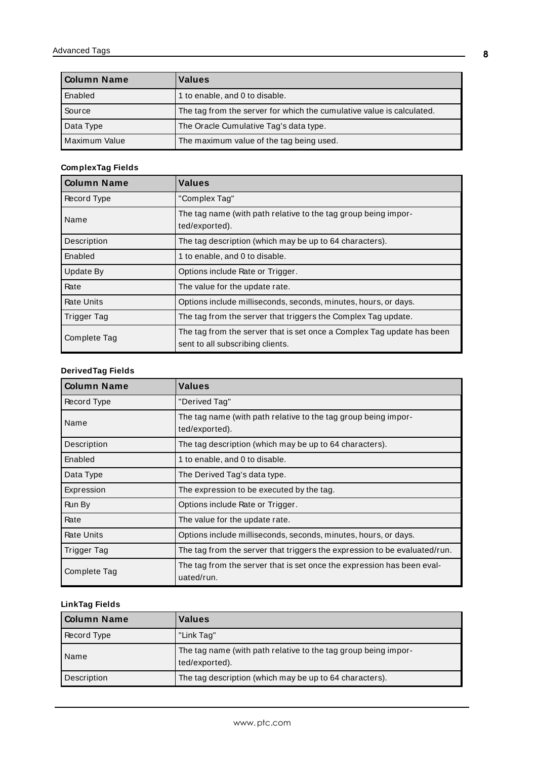| Column Name | Values |
| --- | --- |
| Enabled | 1 to enable, and 0 to disable. |
| Source | The tag from the server for which the cumulative value is calculated. |
| Data Type | The Oracle Cumulative Tag's data type. |
| Maximum Value | The maximum value of the tag being used. |

**ComplexTag Fields**

| Column Name | Values |
| --- | --- |
| Record Type | "Complex Tag" |
| Name | The tag name (with path relative to the tag group being imported/exported). |
| Description | The tag description (which may be up to 64 characters). |
| Enabled | 1 to enable, and 0 to disable. |
| Update By | Options include Rate or Trigger. |
| Rate | The value for the update rate. |
| Rate Units | Options include milliseconds, seconds, minutes, hours, or days. |
| Trigger Tag | The tag from the server that triggers the Complex Tag update. |
| Complete Tag | The tag from the server that is set once a Complex Tag update has been sent to all subscribing clients. |

**DerivedTag Fields**

| Column Name | Values |
| --- | --- |
| Record Type | "Derived Tag" |
| Name | The tag name (with path relative to the tag group being imported/exported). |
| Description | The tag description (which may be up to 64 characters). |
| Enabled | 1 to enable, and 0 to disable. |
| Data Type | The Derived Tag's data type. |
| Expression | The expression to be executed by the tag. |
| Run By | Options include Rate or Trigger. |
| Rate | The value for the update rate. |
| Rate Units | Options include milliseconds, seconds, minutes, hours, or days. |
| Trigger Tag | The tag from the server that triggers the expression to be evaluated/run. |
| Complete Tag | The tag from the server that is set once the expression has been evaluated/run. |

**LinkTag Fields**

| Column Name | Values |
| --- | --- |
| Record Type | "Link Tag" |
| Name | The tag name (with path relative to the tag group being imported/exported). |
| Description | The tag description (which may be up to 64 characters). |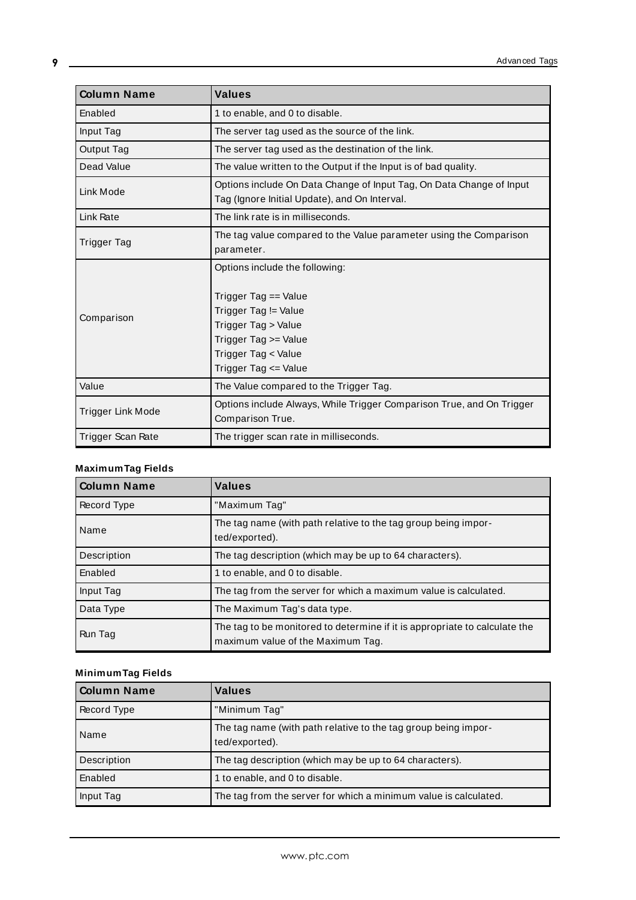| Column Name | Values |
|---|---|
| Enabled | 1 to enable, and 0 to disable. |
| Input Tag | The server tag used as the source of the link. |
| Output Tag | The server tag used as the destination of the link. |
| Dead Value | The value written to the Output if the Input is of bad quality. |
| Link Mode | Options include On Data Change of Input Tag, On Data Change of Input Tag (Ignore Initial Update), and On Interval. |
| Link Rate | The link rate is in milliseconds. |
| Trigger Tag | The tag value compared to the Value parameter using the Comparison parameter. |
| Comparison | Options include the following:<br><br>Trigger Tag == Value<br>Trigger Tag != Value<br>Trigger Tag > Value<br>Trigger Tag >= Value<br>Trigger Tag < Value<br>Trigger Tag <= Value |
| Value | The Value compared to the Trigger Tag. |
| Trigger Link Mode | Options include Always, While Trigger Comparison True, and On Trigger Comparison True. |
| Trigger Scan Rate | The trigger scan rate in milliseconds. |

**Maximum Tag Fields**

| Column Name | Values |
|---|---|
| Record Type | "Maximum Tag" |
| Name | The tag name (with path relative to the tag group being imported/exported). |
| Description | The tag description (which may be up to 64 characters). |
| Enabled | 1 to enable, and 0 to disable. |
| Input Tag | The tag from the server for which a maximum value is calculated. |
| Data Type | The Maximum Tag's data type. |
| Run Tag | The tag to be monitored to determine if it is appropriate to calculate the maximum value of the Maximum Tag. |

**Minimum Tag Fields**

| Column Name | Values |
|---|---|
| Record Type | "Minimum Tag" |
| Name | The tag name (with path relative to the tag group being imported/exported). |
| Description | The tag description (which may be up to 64 characters). |
| Enabled | 1 to enable, and 0 to disable. |
| Input Tag | The tag from the server for which a minimum value is calculated. |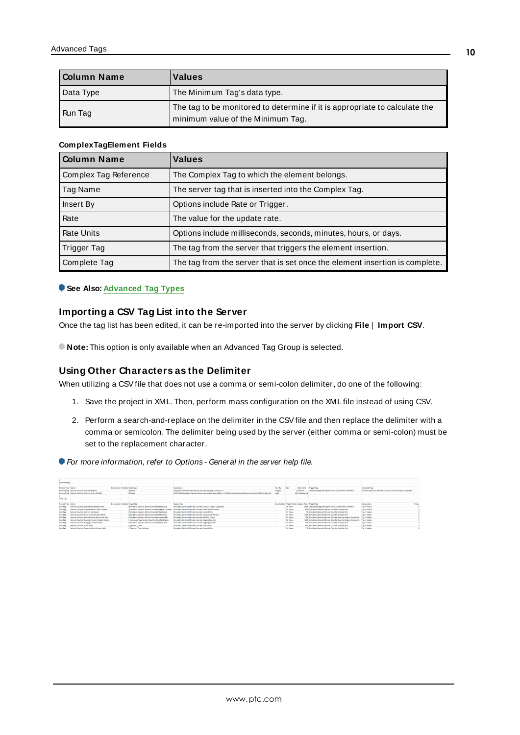| Column Name | Values |
| --- | --- |
| Data Type | The Minimum Tag's data type. |
| Run Tag | The tag to be monitored to determine if it is appropriate to calculate the minimum value of the Minimum Tag. |

**ComplexTagElement Fields**

| Column Name | Values |
| --- | --- |
| Complex Tag Reference | The Complex Tag to which the element belongs. |
| Tag Name | The server tag that is inserted into the Complex Tag. |
| Insert By | Options include Rate or Trigger. |
| Rate | The value for the update rate. |
| Rate Units | Options include milliseconds, seconds, minutes, hours, or days. |
| Trigger Tag | The tag from the server that triggers the element insertion. |
| Complete Tag | The tag from the server that is set once the element insertion is complete. |

**See Also:** Advanced Tag Types

## Importing a CSV Tag List into the Server

Once the tag list has been edited, it can be re-imported into the server by clicking **File** | **Import CSV**.

**Note:** This option is only available when an Advanced Tag Group is selected.

## Using Other Characters as the Delimiter

When utilizing a CSV file that does not use a comma or semi-colon delimiter, do one of the following:

1. Save the project in XML. Then, perform mass configuration on the XML file instead of using CSV.
2. Perform a search-and-replace on the delimiter in the CSV file and then replace the delimiter with a comma or semicolon. The delimiter being used by the server (either comma or semi-colon) must be set to the replacement character.

*For more information, refer to Options - General in the server help file.*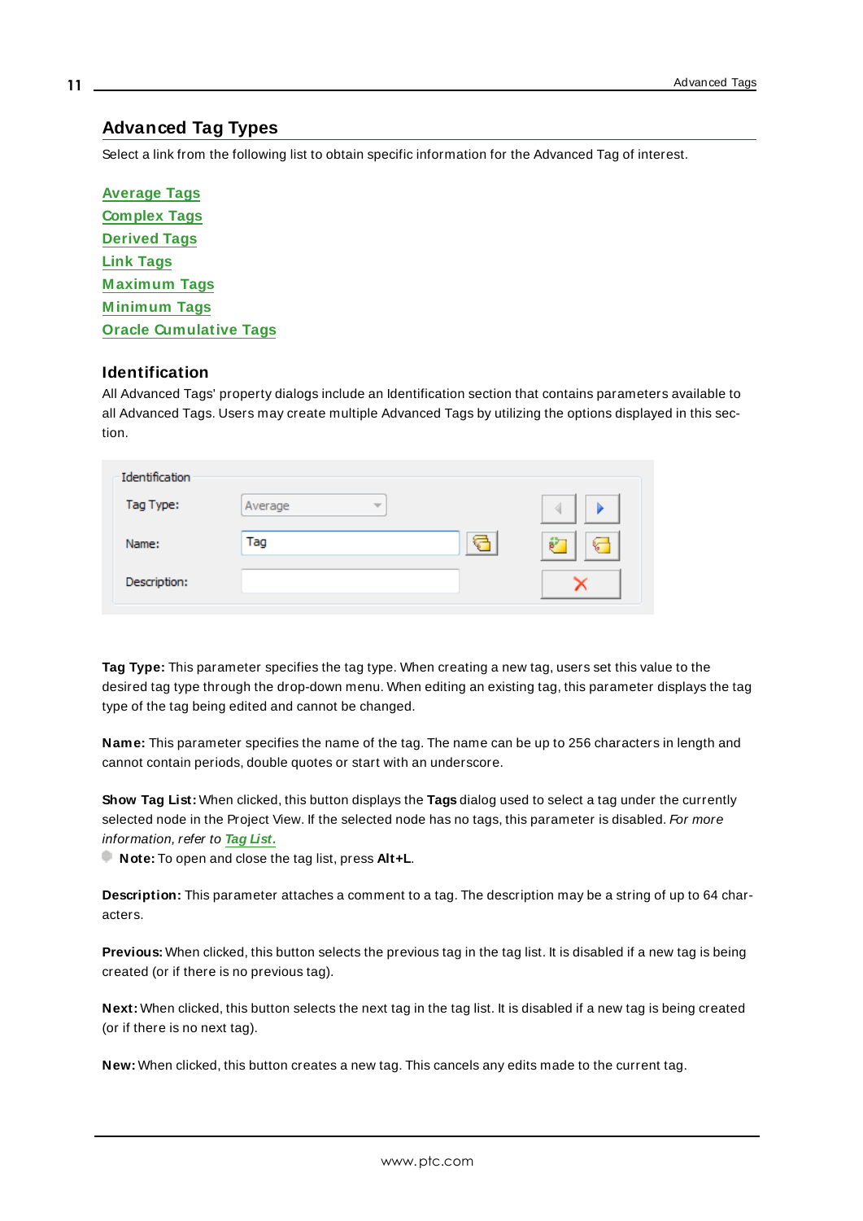## Advanced Tag Types

Select a link from the following list to obtain specific information for the Advanced Tag of interest.

**Average Tags**
**Complex Tags**
**Derived Tags**
**Link Tags**
**Maximum Tags**
**Minimum Tags**
**Oracle Cumulative Tags**

### Identification

All Advanced Tags' property dialogs include an Identification section that contains parameters available to all Advanced Tags. Users may create multiple Advanced Tags by utilizing the options displayed in this section.

**Tag Type:** This parameter specifies the tag type. When creating a new tag, users set this value to the desired tag type through the drop-down menu. When editing an existing tag, this parameter displays the tag type of the tag being edited and cannot be changed.

**Name:** This parameter specifies the name of the tag. The name can be up to 256 characters in length and cannot contain periods, double quotes or start with an underscore.

**Show Tag List:** When clicked, this button displays the **Tags** dialog used to select a tag under the currently selected node in the Project View. If the selected node has no tags, this parameter is disabled. *For more information, refer to* ***Tag List.***

**Note:** To open and close the tag list, press **Alt+L**.

**Description:** This parameter attaches a comment to a tag. The description may be a string of up to 64 characters.

**Previous:** When clicked, this button selects the previous tag in the tag list. It is disabled if a new tag is being created (or if there is no previous tag).

**Next:** When clicked, this button selects the next tag in the tag list. It is disabled if a new tag is being created (or if there is no next tag).

**New:** When clicked, this button creates a new tag. This cancels any edits made to the current tag.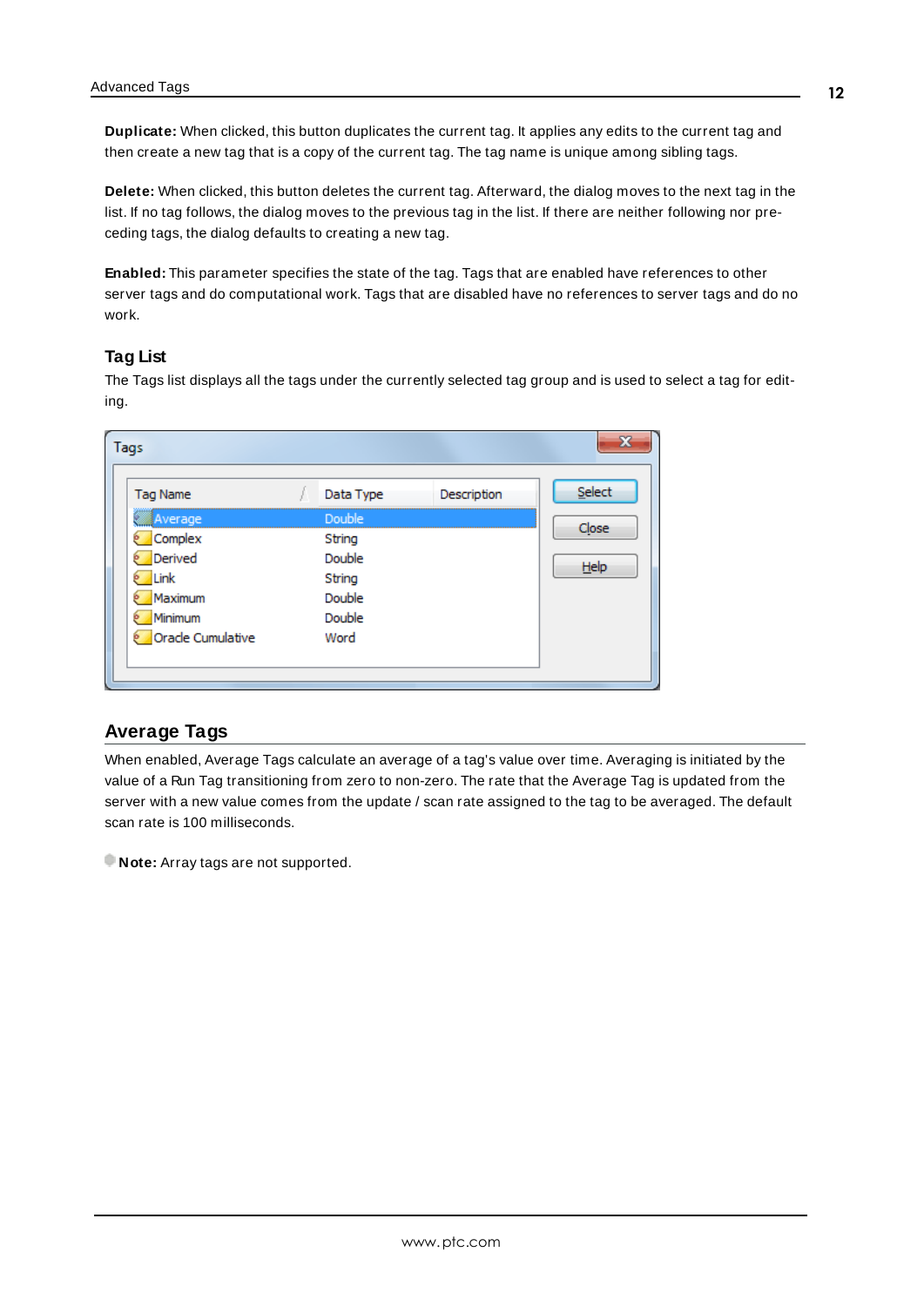**Duplicate:** When clicked, this button duplicates the current tag. It applies any edits to the current tag and then create a new tag that is a copy of the current tag. The tag name is unique among sibling tags.

**Delete:** When clicked, this button deletes the current tag. Afterward, the dialog moves to the next tag in the list. If no tag follows, the dialog moves to the previous tag in the list. If there are neither following nor preceding tags, the dialog defaults to creating a new tag.

**Enabled:** This parameter specifies the state of the tag. Tags that are enabled have references to other server tags and do computational work. Tags that are disabled have no references to server tags and do no work.

### Tag List

The Tags list displays all the tags under the currently selected tag group and is used to select a tag for editing.

## Average Tags

When enabled, Average Tags calculate an average of a tag's value over time. Averaging is initiated by the value of a Run Tag transitioning from zero to non-zero. The rate that the Average Tag is updated from the server with a new value comes from the update / scan rate assigned to the tag to be averaged. The default scan rate is 100 milliseconds.

**Note:** Array tags are not supported.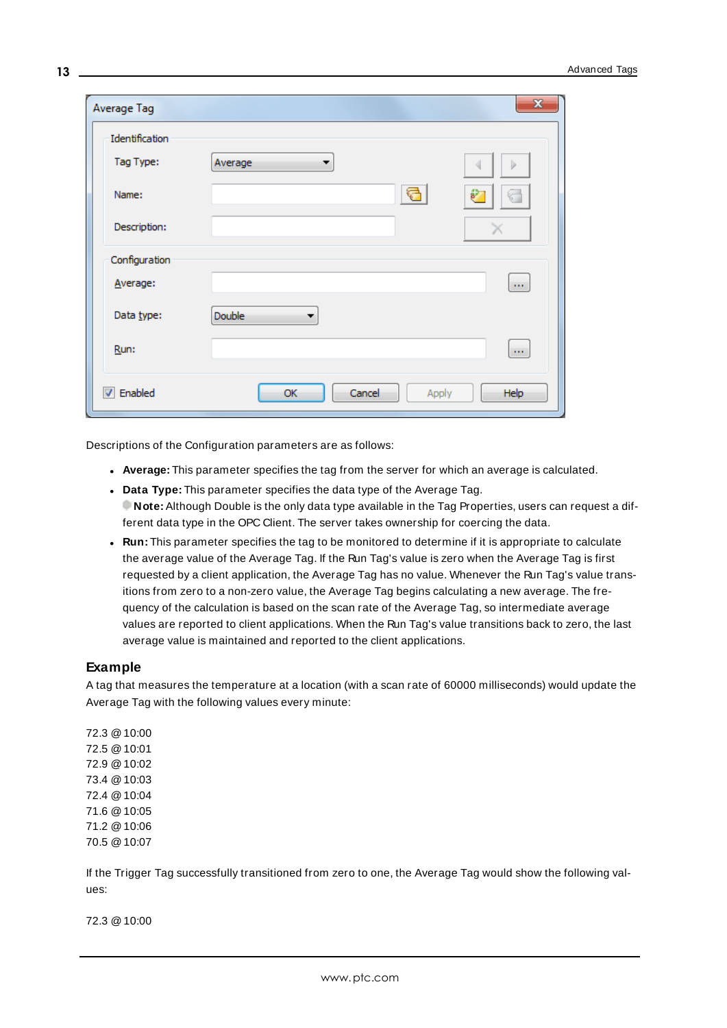Descriptions of the Configuration parameters are as follows:

- **Average:** This parameter specifies the tag from the server for which an average is calculated.
- **Data Type:** This parameter specifies the data type of the Average Tag.
  **Note:** Although Double is the only data type available in the Tag Properties, users can request a different data type in the OPC Client. The server takes ownership for coercing the data.
- **Run:** This parameter specifies the tag to be monitored to determine if it is appropriate to calculate the average value of the Average Tag. If the Run Tag's value is zero when the Average Tag is first requested by a client application, the Average Tag has no value. Whenever the Run Tag's value transitions from zero to a non-zero value, the Average Tag begins calculating a new average. The frequency of the calculation is based on the scan rate of the Average Tag, so intermediate average values are reported to client applications. When the Run Tag's value transitions back to zero, the last average value is maintained and reported to the client applications.

## Example

A tag that measures the temperature at a location (with a scan rate of 60000 milliseconds) would update the Average Tag with the following values every minute:

72.3 @ 10:00
72.5 @ 10:01
72.9 @ 10:02
73.4 @ 10:03
72.4 @ 10:04
71.6 @ 10:05
71.2 @ 10:06
70.5 @ 10:07

If the Trigger Tag successfully transitioned from zero to one, the Average Tag would show the following values:

72.3 @ 10:00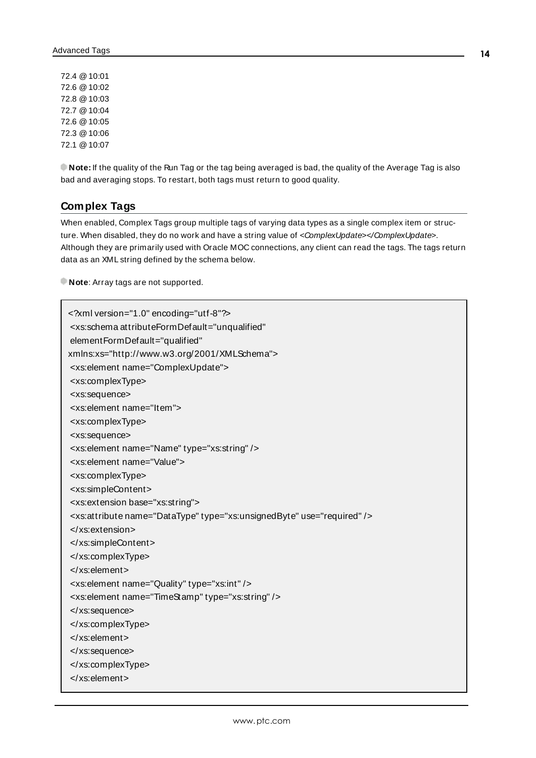72.4 @ 10:01  
72.6 @ 10:02  
72.8 @ 10:03  
72.7 @ 10:04  
72.6 @ 10:05  
72.3 @ 10:06  
72.1 @ 10:07

**Note:** If the quality of the Run Tag or the tag being averaged is bad, the quality of the Average Tag is also bad and averaging stops. To restart, both tags must return to good quality.

## Complex Tags

When enabled, Complex Tags group multiple tags of varying data types as a single complex item or structure. When disabled, they do no work and have a string value of *<ComplexUpdate></ComplexUpdate>*. Although they are primarily used with Oracle MOC connections, any client can read the tags. The tags return data as an XML string defined by the schema below.

**Note**: Array tags are not supported.

```
<?xml version="1.0" encoding="utf-8"?>
 <xs:schema attributeFormDefault="unqualified"
 elementFormDefault="qualified"
xmlns:xs="http://www.w3.org/2001/XMLSchema">
 <xs:element name="ComplexUpdate">
 <xs:complexType>
 <xs:sequence>
 <xs:element name="Item">
 <xs:complexType>
 <xs:sequence>
 <xs:element name="Name" type="xs:string" />
 <xs:element name="Value">
 <xs:complexType>
 <xs:simpleContent>
 <xs:extension base="xs:string">
 <xs:attribute name="DataType" type="xs:unsignedByte" use="required" />
 </xs:extension>
 </xs:simpleContent>
 </xs:complexType>
 </xs:element>
 <xs:element name="Quality" type="xs:int" />
 <xs:element name="TimeStamp" type="xs:string" />
 </xs:sequence>
 </xs:complexType>
 </xs:element>
 </xs:sequence>
 </xs:complexType>
 </xs:element>
```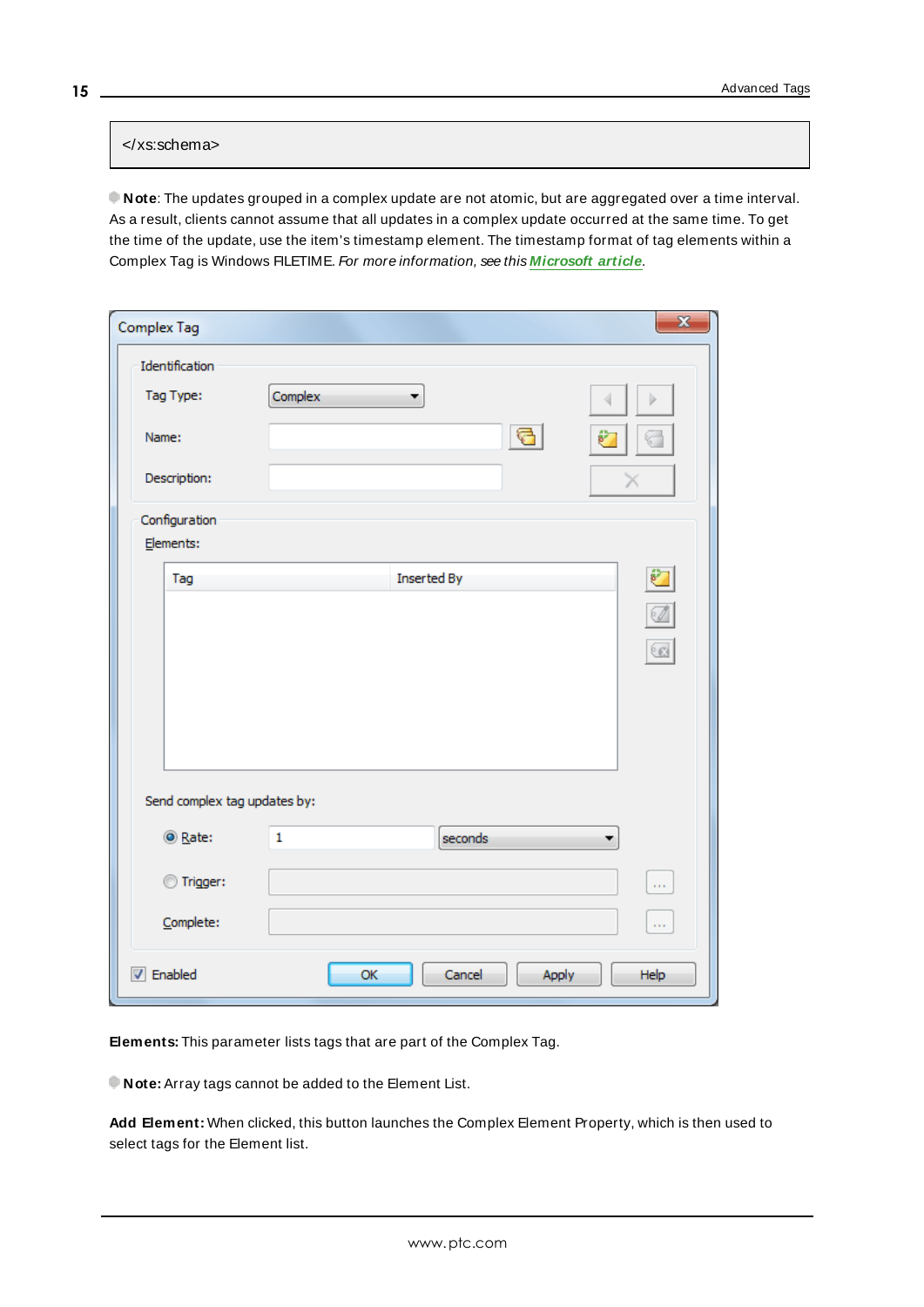```
</xs:schema>
```

**Note**: The updates grouped in a complex update are not atomic, but are aggregated over a time interval. As a result, clients cannot assume that all updates in a complex update occurred at the same time. To get the time of the update, use the item's timestamp element. The timestamp format of tag elements within a Complex Tag is Windows FILETIME. *For more information, see this* ***Microsoft article***.

**Elements:** This parameter lists tags that are part of the Complex Tag.

**Note:** Array tags cannot be added to the Element List.

**Add Element:** When clicked, this button launches the Complex Element Property, which is then used to select tags for the Element list.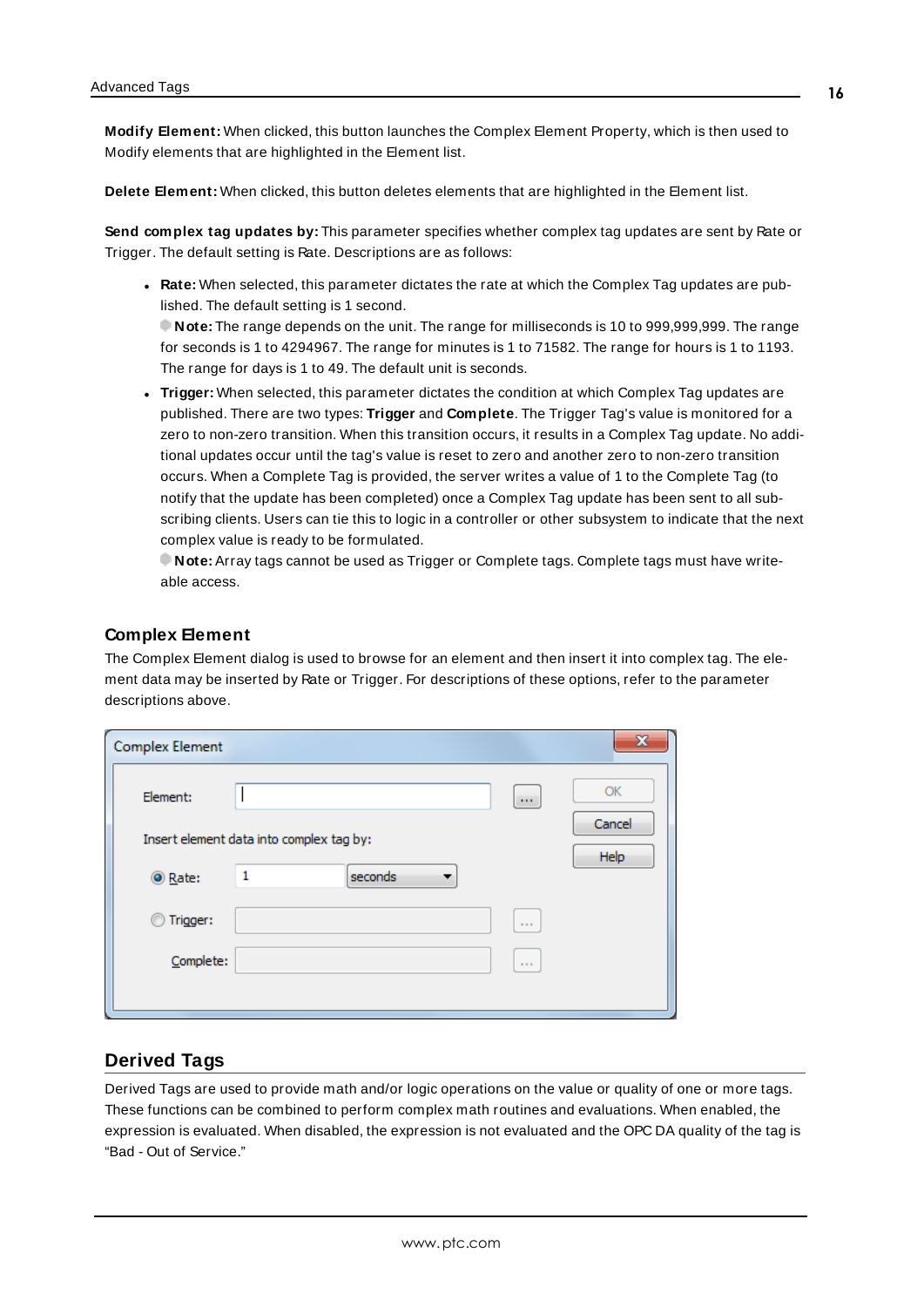**Modify Element:** When clicked, this button launches the Complex Element Property, which is then used to Modify elements that are highlighted in the Element list.

**Delete Element:** When clicked, this button deletes elements that are highlighted in the Element list.

**Send complex tag updates by:** This parameter specifies whether complex tag updates are sent by Rate or Trigger. The default setting is Rate. Descriptions are as follows:

- **Rate:** When selected, this parameter dictates the rate at which the Complex Tag updates are published. The default setting is 1 second.
  **Note:** The range depends on the unit. The range for milliseconds is 10 to 999,999,999. The range for seconds is 1 to 4294967. The range for minutes is 1 to 71582. The range for hours is 1 to 1193. The range for days is 1 to 49. The default unit is seconds.
- **Trigger:** When selected, this parameter dictates the condition at which Complex Tag updates are published. There are two types: **Trigger** and **Complete**. The Trigger Tag's value is monitored for a zero to non-zero transition. When this transition occurs, it results in a Complex Tag update. No additional updates occur until the tag's value is reset to zero and another zero to non-zero transition occurs. When a Complete Tag is provided, the server writes a value of 1 to the Complete Tag (to notify that the update has been completed) once a Complex Tag update has been sent to all subscribing clients. Users can tie this to logic in a controller or other subsystem to indicate that the next complex value is ready to be formulated.
  **Note:** Array tags cannot be used as Trigger or Complete tags. Complete tags must have writeable access.

### Complex Element

The Complex Element dialog is used to browse for an element and then insert it into complex tag. The element data may be inserted by Rate or Trigger. For descriptions of these options, refer to the parameter descriptions above.

## Derived Tags

Derived Tags are used to provide math and/or logic operations on the value or quality of one or more tags. These functions can be combined to perform complex math routines and evaluations. When enabled, the expression is evaluated. When disabled, the expression is not evaluated and the OPC DA quality of the tag is "Bad - Out of Service."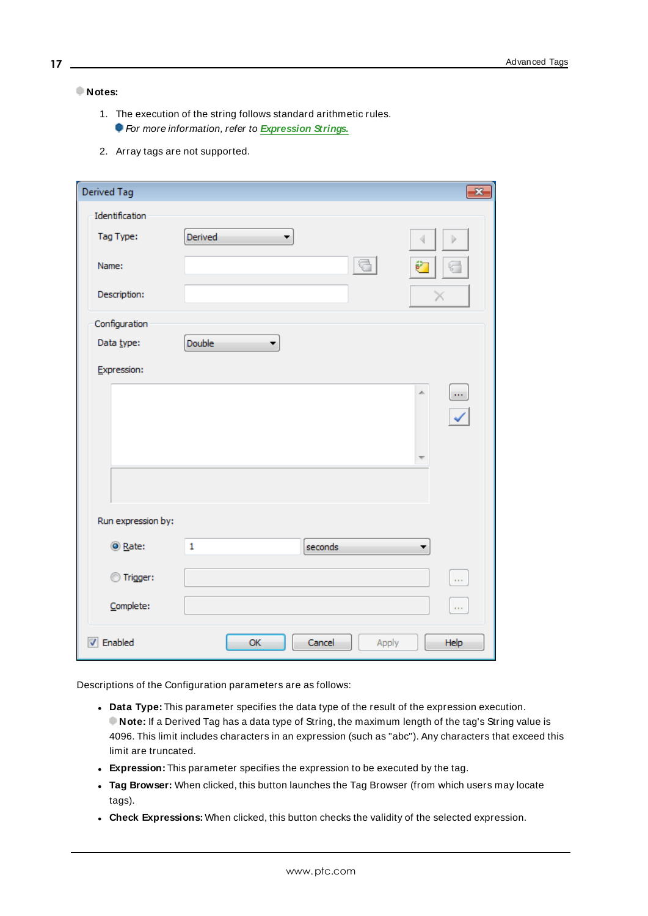**Notes:**

1. The execution of the string follows standard arithmetic rules.
   *For more information, refer to* ***Expression Strings.***

2. Array tags are not supported.

Descriptions of the Configuration parameters are as follows:

- **Data Type:** This parameter specifies the data type of the result of the expression execution.
  **Note:** If a Derived Tag has a data type of String, the maximum length of the tag's String value is 4096. This limit includes characters in an expression (such as "abc"). Any characters that exceed this limit are truncated.
- **Expression:** This parameter specifies the expression to be executed by the tag.
- **Tag Browser:** When clicked, this button launches the Tag Browser (from which users may locate tags).
- **Check Expressions:** When clicked, this button checks the validity of the selected expression.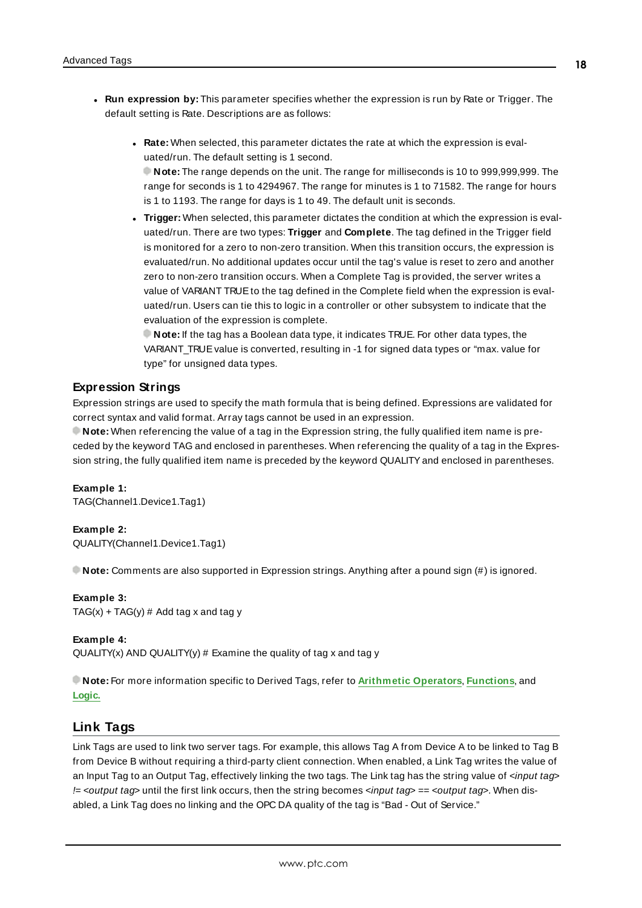- **Run expression by:** This parameter specifies whether the expression is run by Rate or Trigger. The default setting is Rate. Descriptions are as follows:

  - **Rate:** When selected, this parameter dictates the rate at which the expression is evaluated/run. The default setting is 1 second.
    **Note:** The range depends on the unit. The range for milliseconds is 10 to 999,999,999. The range for seconds is 1 to 4294967. The range for minutes is 1 to 71582. The range for hours is 1 to 1193. The range for days is 1 to 49. The default unit is seconds.
  - **Trigger:** When selected, this parameter dictates the condition at which the expression is evaluated/run. There are two types: **Trigger** and **Complete**. The tag defined in the Trigger field is monitored for a zero to non-zero transition. When this transition occurs, the expression is evaluated/run. No additional updates occur until the tag's value is reset to zero and another zero to non-zero transition occurs. When a Complete Tag is provided, the server writes a value of VARIANT TRUE to the tag defined in the Complete field when the expression is evaluated/run. Users can tie this to logic in a controller or other subsystem to indicate that the evaluation of the expression is complete.
    **Note:** If the tag has a Boolean data type, it indicates TRUE. For other data types, the VARIANT_TRUE value is converted, resulting in -1 for signed data types or "max. value for type" for unsigned data types.

### Expression Strings

Expression strings are used to specify the math formula that is being defined. Expressions are validated for correct syntax and valid format. Array tags cannot be used in an expression.
**Note:** When referencing the value of a tag in the Expression string, the fully qualified item name is preceded by the keyword TAG and enclosed in parentheses. When referencing the quality of a tag in the Expression string, the fully qualified item name is preceded by the keyword QUALITY and enclosed in parentheses.

**Example 1:**
TAG(Channel1.Device1.Tag1)

**Example 2:**
QUALITY(Channel1.Device1.Tag1)

**Note:** Comments are also supported in Expression strings. Anything after a pound sign (#) is ignored.

**Example 3:**
TAG(x) + TAG(y) # Add tag x and tag y

**Example 4:**
QUALITY(x) AND QUALITY(y) # Examine the quality of tag x and tag y

**Note:** For more information specific to Derived Tags, refer to **Arithmetic Operators**, **Functions**, and **Logic.**

## Link Tags

Link Tags are used to link two server tags. For example, this allows Tag A from Device A to be linked to Tag B from Device B without requiring a third-party client connection. When enabled, a Link Tag writes the value of an Input Tag to an Output Tag, effectively linking the two tags. The Link tag has the string value of *<input tag> != <output tag>* until the first link occurs, then the string becomes *<input tag> == <output tag>*. When disabled, a Link Tag does no linking and the OPC DA quality of the tag is "Bad - Out of Service."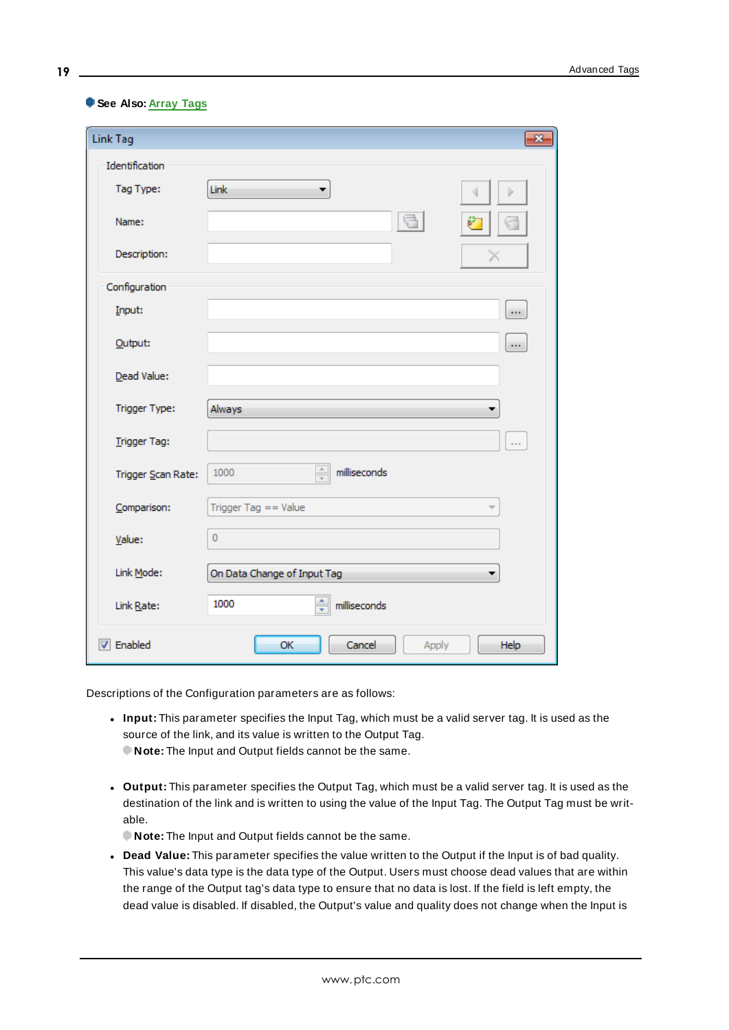**See Also:** Array Tags

Descriptions of the Configuration parameters are as follows:

- **Input:** This parameter specifies the Input Tag, which must be a valid server tag. It is used as the source of the link, and its value is written to the Output Tag.
  **Note:** The Input and Output fields cannot be the same.

- **Output:** This parameter specifies the Output Tag, which must be a valid server tag. It is used as the destination of the link and is written to using the value of the Input Tag. The Output Tag must be writable.
  **Note:** The Input and Output fields cannot be the same.
- **Dead Value:** This parameter specifies the value written to the Output if the Input is of bad quality. This value's data type is the data type of the Output. Users must choose dead values that are within the range of the Output tag's data type to ensure that no data is lost. If the field is left empty, the dead value is disabled. If disabled, the Output's value and quality does not change when the Input is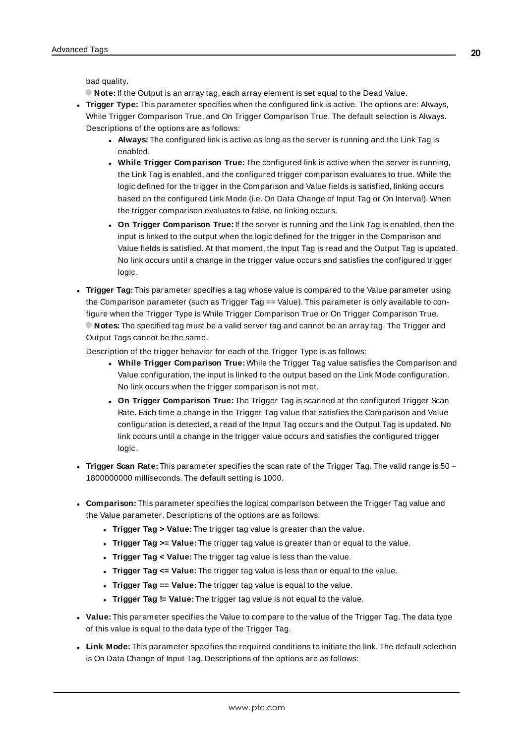bad quality.

**Note:** If the Output is an array tag, each array element is set equal to the Dead Value.

- **Trigger Type:** This parameter specifies when the configured link is active. The options are: Always, While Trigger Comparison True, and On Trigger Comparison True. The default selection is Always. Descriptions of the options are as follows:
  - **Always:** The configured link is active as long as the server is running and the Link Tag is enabled.
  - **While Trigger Comparison True:** The configured link is active when the server is running, the Link Tag is enabled, and the configured trigger comparison evaluates to true. While the logic defined for the trigger in the Comparison and Value fields is satisfied, linking occurs based on the configured Link Mode (i.e. On Data Change of Input Tag or On Interval). When the trigger comparison evaluates to false, no linking occurs.
  - **On Trigger Comparison True:** If the server is running and the Link Tag is enabled, then the input is linked to the output when the logic defined for the trigger in the Comparison and Value fields is satisfied. At that moment, the Input Tag is read and the Output Tag is updated. No link occurs until a change in the trigger value occurs and satisfies the configured trigger logic.
- **Trigger Tag:** This parameter specifies a tag whose value is compared to the Value parameter using the Comparison parameter (such as Trigger Tag == Value). This parameter is only available to configure when the Trigger Type is While Trigger Comparison True or On Trigger Comparison True.
  **Notes:** The specified tag must be a valid server tag and cannot be an array tag. The Trigger and Output Tags cannot be the same.

  Description of the trigger behavior for each of the Trigger Type is as follows:
  - **While Trigger Comparison True:** While the Trigger Tag value satisfies the Comparison and Value configuration, the input is linked to the output based on the Link Mode configuration. No link occurs when the trigger comparison is not met.
  - **On Trigger Comparison True:** The Trigger Tag is scanned at the configured Trigger Scan Rate. Each time a change in the Trigger Tag value that satisfies the Comparison and Value configuration is detected, a read of the Input Tag occurs and the Output Tag is updated. No link occurs until a change in the trigger value occurs and satisfies the configured trigger logic.
- **Trigger Scan Rate:** This parameter specifies the scan rate of the Trigger Tag. The valid range is 50 – 1800000000 milliseconds. The default setting is 1000.
- **Comparison:** This parameter specifies the logical comparison between the Trigger Tag value and the Value parameter. Descriptions of the options are as follows:
  - **Trigger Tag > Value:** The trigger tag value is greater than the value.
  - **Trigger Tag >= Value:** The trigger tag value is greater than or equal to the value.
  - **Trigger Tag < Value:** The trigger tag value is less than the value.
  - **Trigger Tag <= Value:** The trigger tag value is less than or equal to the value.
  - **Trigger Tag == Value:** The trigger tag value is equal to the value.
  - **Trigger Tag != Value:** The trigger tag value is not equal to the value.
- **Value:** This parameter specifies the Value to compare to the value of the Trigger Tag. The data type of this value is equal to the data type of the Trigger Tag.
- **Link Mode:** This parameter specifies the required conditions to initiate the link. The default selection is On Data Change of Input Tag. Descriptions of the options are as follows: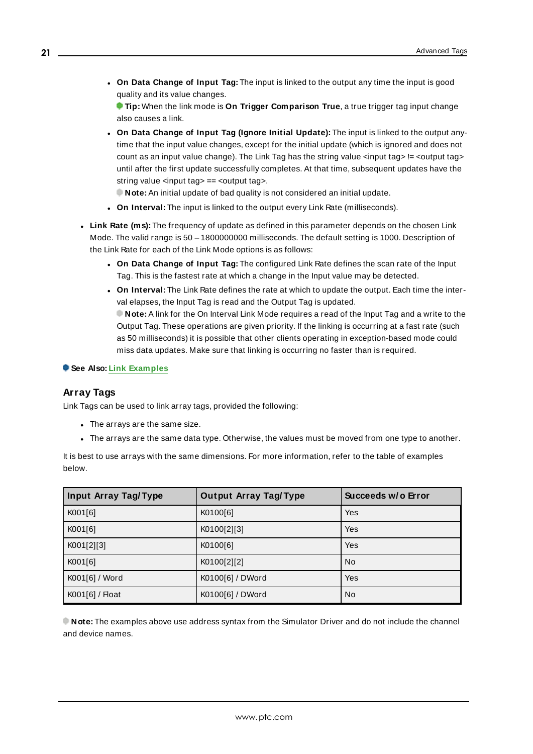- **On Data Change of Input Tag:** The input is linked to the output any time the input is good quality and its value changes.
  **Tip:** When the link mode is **On Trigger Comparison True**, a true trigger tag input change also causes a link.
- **On Data Change of Input Tag (Ignore Initial Update):** The input is linked to the output anytime that the input value changes, except for the initial update (which is ignored and does not count as an input value change). The Link Tag has the string value <input tag> != <output tag> until after the first update successfully completes. At that time, subsequent updates have the string value <input tag> == <output tag>.
  **Note:** An initial update of bad quality is not considered an initial update.
- **On Interval:** The input is linked to the output every Link Rate (milliseconds).

- **Link Rate (ms):** The frequency of update as defined in this parameter depends on the chosen Link Mode. The valid range is 50 – 1800000000 milliseconds. The default setting is 1000. Description of the Link Rate for each of the Link Mode options is as follows:
  - **On Data Change of Input Tag:** The configured Link Rate defines the scan rate of the Input Tag. This is the fastest rate at which a change in the Input value may be detected.
  - **On Interval:** The Link Rate defines the rate at which to update the output. Each time the interval elapses, the Input Tag is read and the Output Tag is updated.
    **Note:** A link for the On Interval Link Mode requires a read of the Input Tag and a write to the Output Tag. These operations are given priority. If the linking is occurring at a fast rate (such as 50 milliseconds) it is possible that other clients operating in exception-based mode could miss data updates. Make sure that linking is occurring no faster than is required.

**See Also: Link Examples**

## Array Tags

Link Tags can be used to link array tags, provided the following:

- The arrays are the same size.
- The arrays are the same data type. Otherwise, the values must be moved from one type to another.

It is best to use arrays with the same dimensions. For more information, refer to the table of examples below.

| Input Array Tag/Type | Output Array Tag/Type | Succeeds w/o Error |
|---|---|---|
| K001[6] | K0100[6] | Yes |
| K001[6] | K0100[2][3] | Yes |
| K001[2][3] | K0100[6] | Yes |
| K001[6] | K0100[2][2] | No |
| K001[6] / Word | K0100[6] / DWord | Yes |
| K001[6] / Float | K0100[6] / DWord | No |

**Note:** The examples above use address syntax from the Simulator Driver and do not include the channel and device names.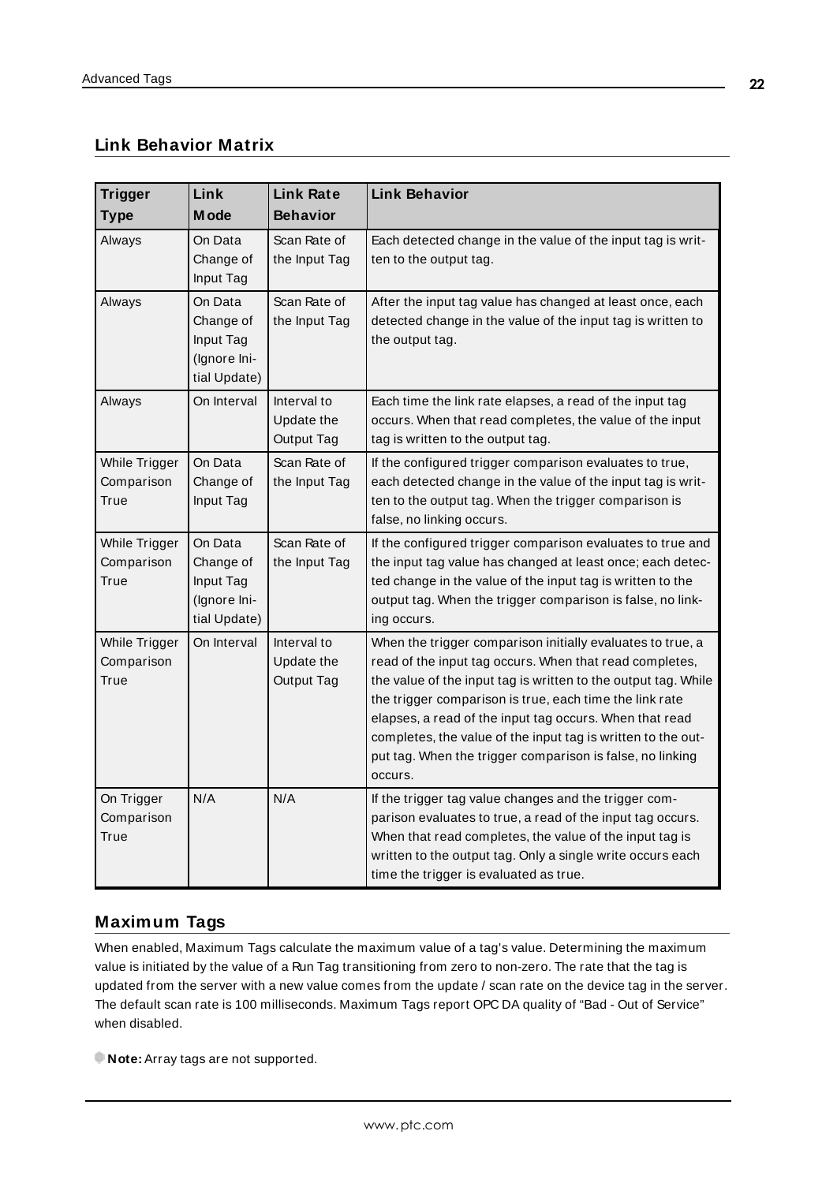## Link Behavior Matrix

| Trigger Type | Link Mode | Link Rate Behavior | Link Behavior |
|---|---|---|---|
| Always | On Data Change of Input Tag | Scan Rate of the Input Tag | Each detected change in the value of the input tag is written to the output tag. |
| Always | On Data Change of Input Tag (Ignore Initial Update) | Scan Rate of the Input Tag | After the input tag value has changed at least once, each detected change in the value of the input tag is written to the output tag. |
| Always | On Interval | Interval to Update the Output Tag | Each time the link rate elapses, a read of the input tag occurs. When that read completes, the value of the input tag is written to the output tag. |
| While Trigger Comparison True | On Data Change of Input Tag | Scan Rate of the Input Tag | If the configured trigger comparison evaluates to true, each detected change in the value of the input tag is written to the output tag. When the trigger comparison is false, no linking occurs. |
| While Trigger Comparison True | On Data Change of Input Tag (Ignore Initial Update) | Scan Rate of the Input Tag | If the configured trigger comparison evaluates to true and the input tag value has changed at least once; each detected change in the value of the input tag is written to the output tag. When the trigger comparison is false, no linking occurs. |
| While Trigger Comparison True | On Interval | Interval to Update the Output Tag | When the trigger comparison initially evaluates to true, a read of the input tag occurs. When that read completes, the value of the input tag is written to the output tag. While the trigger comparison is true, each time the link rate elapses, a read of the input tag occurs. When that read completes, the value of the input tag is written to the output tag. When the trigger comparison is false, no linking occurs. |
| On Trigger Comparison True | N/A | N/A | If the trigger tag value changes and the trigger comparison evaluates to true, a read of the input tag occurs. When that read completes, the value of the input tag is written to the output tag. Only a single write occurs each time the trigger is evaluated as true. |

## Maximum Tags

When enabled, Maximum Tags calculate the maximum value of a tag's value. Determining the maximum value is initiated by the value of a Run Tag transitioning from zero to non-zero. The rate that the tag is updated from the server with a new value comes from the update / scan rate on the device tag in the server. The default scan rate is 100 milliseconds. Maximum Tags report OPC DA quality of "Bad - Out of Service" when disabled.

**Note:** Array tags are not supported.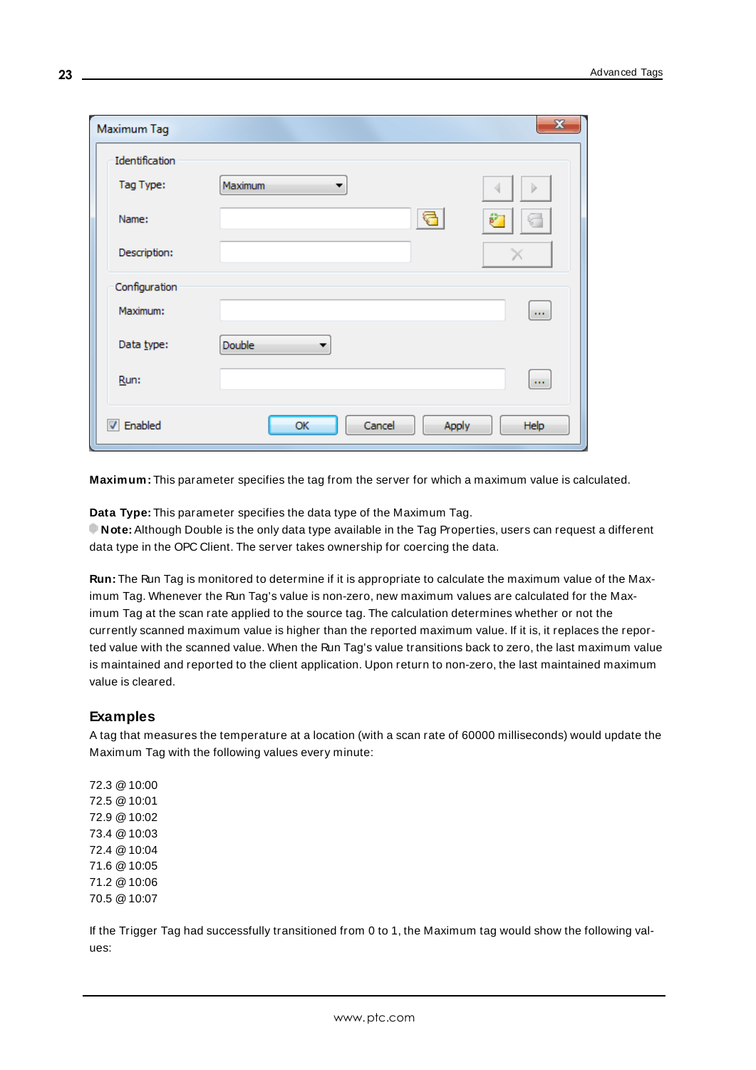**Maximum:** This parameter specifies the tag from the server for which a maximum value is calculated.

**Data Type:** This parameter specifies the data type of the Maximum Tag.
**Note:** Although Double is the only data type available in the Tag Properties, users can request a different data type in the OPC Client. The server takes ownership for coercing the data.

**Run:** The Run Tag is monitored to determine if it is appropriate to calculate the maximum value of the Maximum Tag. Whenever the Run Tag's value is non-zero, new maximum values are calculated for the Maximum Tag at the scan rate applied to the source tag. The calculation determines whether or not the currently scanned maximum value is higher than the reported maximum value. If it is, it replaces the reported value with the scanned value. When the Run Tag's value transitions back to zero, the last maximum value is maintained and reported to the client application. Upon return to non-zero, the last maintained maximum value is cleared.

## Examples

A tag that measures the temperature at a location (with a scan rate of 60000 milliseconds) would update the Maximum Tag with the following values every minute:

72.3 @ 10:00
72.5 @ 10:01
72.9 @ 10:02
73.4 @ 10:03
72.4 @ 10:04
71.6 @ 10:05
71.2 @ 10:06
70.5 @ 10:07

If the Trigger Tag had successfully transitioned from 0 to 1, the Maximum tag would show the following values: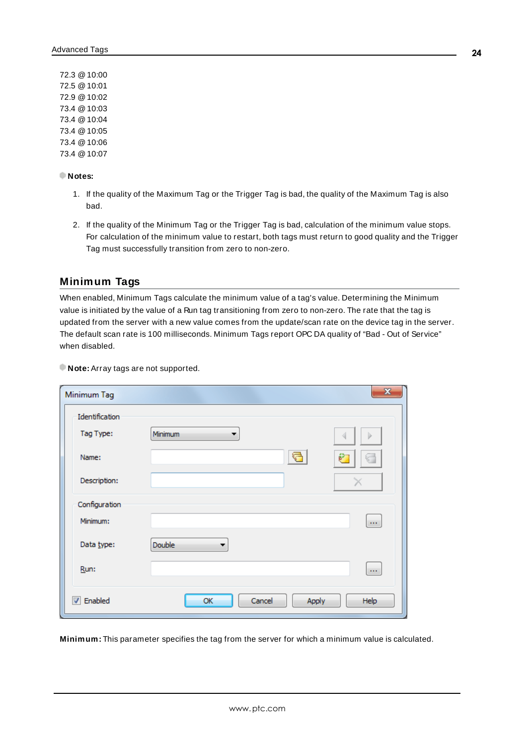72.3 @ 10:00
72.5 @ 10:01
72.9 @ 10:02
73.4 @ 10:03
73.4 @ 10:04
73.4 @ 10:05
73.4 @ 10:06
73.4 @ 10:07

**Notes:**

1. If the quality of the Maximum Tag or the Trigger Tag is bad, the quality of the Maximum Tag is also bad.
2. If the quality of the Minimum Tag or the Trigger Tag is bad, calculation of the minimum value stops. For calculation of the minimum value to restart, both tags must return to good quality and the Trigger Tag must successfully transition from zero to non-zero.

## Minimum Tags

When enabled, Minimum Tags calculate the minimum value of a tag's value. Determining the Minimum value is initiated by the value of a Run tag transitioning from zero to non-zero. The rate that the tag is updated from the server with a new value comes from the update/scan rate on the device tag in the server. The default scan rate is 100 milliseconds. Minimum Tags report OPC DA quality of "Bad - Out of Service" when disabled.

**Note:** Array tags are not supported.

**Minimum:** This parameter specifies the tag from the server for which a minimum value is calculated.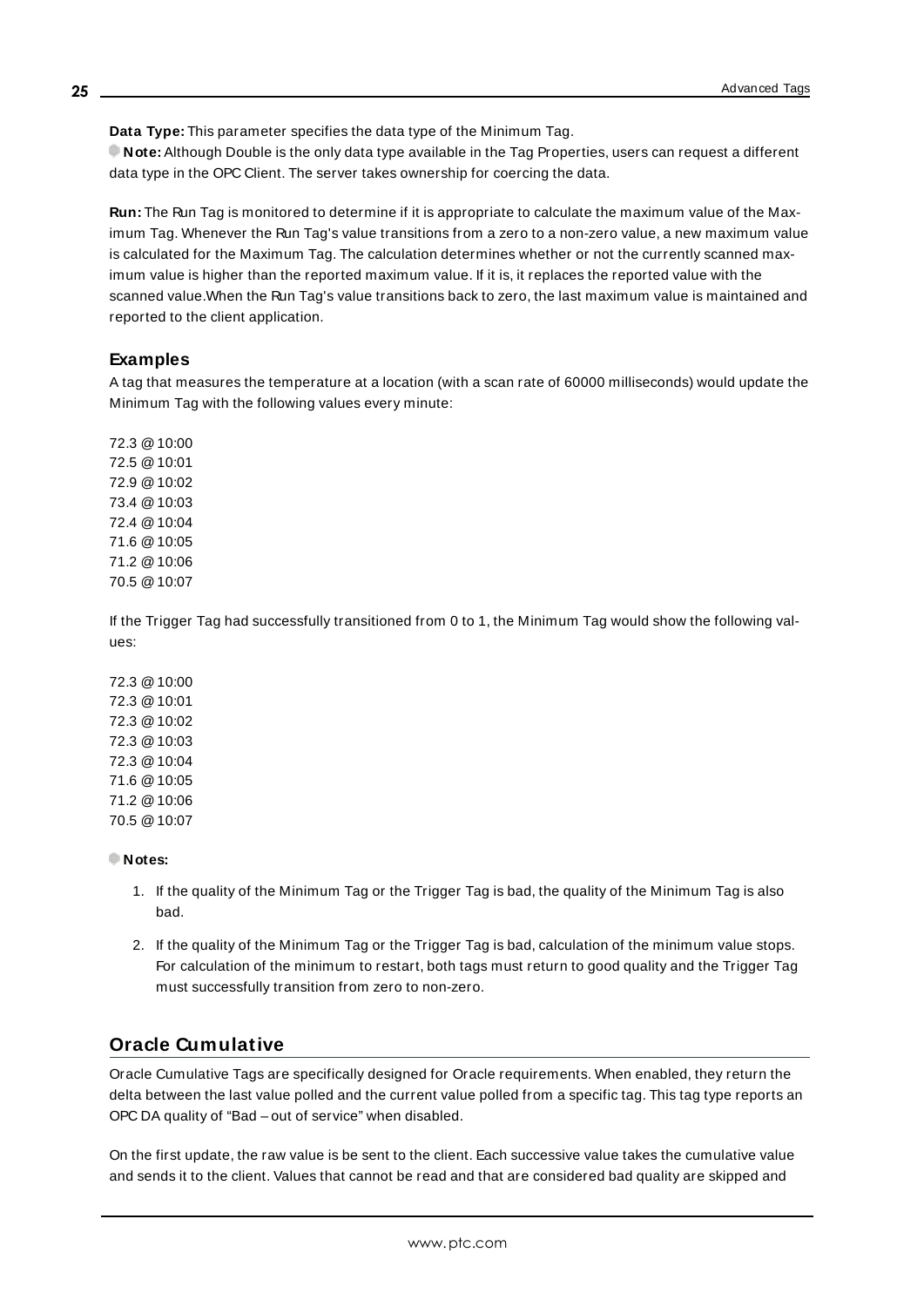**Data Type:** This parameter specifies the data type of the Minimum Tag.

**Note:** Although Double is the only data type available in the Tag Properties, users can request a different data type in the OPC Client. The server takes ownership for coercing the data.

**Run:** The Run Tag is monitored to determine if it is appropriate to calculate the maximum value of the Maximum Tag. Whenever the Run Tag's value transitions from a zero to a non-zero value, a new maximum value is calculated for the Maximum Tag. The calculation determines whether or not the currently scanned maximum value is higher than the reported maximum value. If it is, it replaces the reported value with the scanned value.When the Run Tag's value transitions back to zero, the last maximum value is maintained and reported to the client application.

### Examples

A tag that measures the temperature at a location (with a scan rate of 60000 milliseconds) would update the Minimum Tag with the following values every minute:

72.3 @ 10:00
72.5 @ 10:01
72.9 @ 10:02
73.4 @ 10:03
72.4 @ 10:04
71.6 @ 10:05
71.2 @ 10:06
70.5 @ 10:07

If the Trigger Tag had successfully transitioned from 0 to 1, the Minimum Tag would show the following values:

72.3 @ 10:00
72.3 @ 10:01
72.3 @ 10:02
72.3 @ 10:03
72.3 @ 10:04
71.6 @ 10:05
71.2 @ 10:06
70.5 @ 10:07

**Notes:**

1. If the quality of the Minimum Tag or the Trigger Tag is bad, the quality of the Minimum Tag is also bad.
2. If the quality of the Minimum Tag or the Trigger Tag is bad, calculation of the minimum value stops. For calculation of the minimum to restart, both tags must return to good quality and the Trigger Tag must successfully transition from zero to non-zero.

## Oracle Cumulative

Oracle Cumulative Tags are specifically designed for Oracle requirements. When enabled, they return the delta between the last value polled and the current value polled from a specific tag. This tag type reports an OPC DA quality of "Bad – out of service" when disabled.

On the first update, the raw value is be sent to the client. Each successive value takes the cumulative value and sends it to the client. Values that cannot be read and that are considered bad quality are skipped and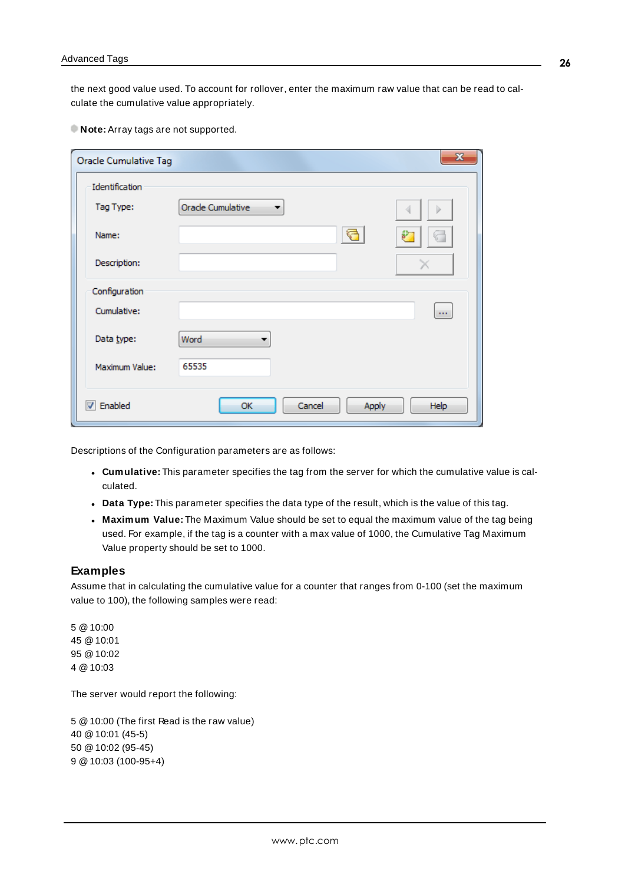the next good value used. To account for rollover, enter the maximum raw value that can be read to calculate the cumulative value appropriately.

**Note:** Array tags are not supported.

Descriptions of the Configuration parameters are as follows:

- **Cumulative:** This parameter specifies the tag from the server for which the cumulative value is calculated.
- **Data Type:** This parameter specifies the data type of the result, which is the value of this tag.
- **Maximum Value:** The Maximum Value should be set to equal the maximum value of the tag being used. For example, if the tag is a counter with a max value of 1000, the Cumulative Tag Maximum Value property should be set to 1000.

## Examples

Assume that in calculating the cumulative value for a counter that ranges from 0-100 (set the maximum value to 100), the following samples were read:

5 @ 10:00
45 @ 10:01
95 @ 10:02
4 @ 10:03

The server would report the following:

5 @ 10:00 (The first Read is the raw value)
40 @ 10:01 (45-5)
50 @ 10:02 (95-45)
9 @ 10:03 (100-95+4)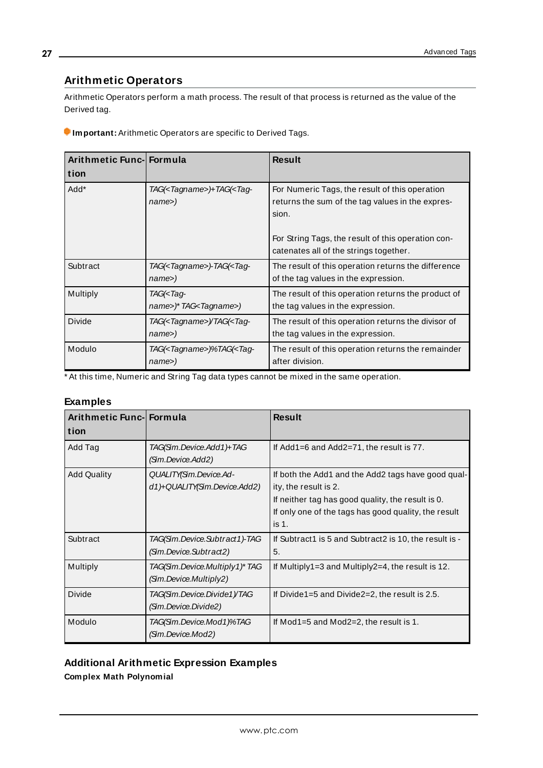## Arithmetic Operators

Arithmetic Operators perform a math process. The result of that process is returned as the value of the Derived tag.

**Important:** Arithmetic Operators are specific to Derived Tags.

| Arithmetic Function | Formula | Result |
|---|---|---|
| Add* | *TAG(<Tagname>)+TAG(<Tagname>)* | For Numeric Tags, the result of this operation returns the sum of the tag values in the expression.<br><br>For String Tags, the result of this operation concatenates all of the strings together. |
| Subtract | *TAG(<Tagname>)-TAG(<Tagname>)* | The result of this operation returns the difference of the tag values in the expression. |
| Multiply | *TAG(<Tagname>)* TAG(<Tagname>)* | The result of this operation returns the product of the tag values in the expression. |
| Divide | *TAG(<Tagname>)/TAG(<Tagname>)* | The result of this operation returns the divisor of the tag values in the expression. |
| Modulo | *TAG(<Tagname>)%TAG(<Tagname>)* | The result of this operation returns the remainder after division. |

* At this time, Numeric and String Tag data types cannot be mixed in the same operation.

### Examples

| Arithmetic Function | Formula | Result |
|---|---|---|
| Add Tag | *TAG(Sim.Device.Add1)+TAG(Sim.Device.Add2)* | If Add1=6 and Add2=71, the result is 77. |
| Add Quality | *QUALITY(Sim.Device.Add1)+QUALITY(Sim.Device.Add2)* | If both the Add1 and the Add2 tags have good quality, the result is 2.<br>If neither tag has good quality, the result is 0.<br>If only one of the tags has good quality, the result is 1. |
| Subtract | *TAG(Sim.Device.Subtract1)-TAG(Sim.Device.Subtract2)* | If Subtract1 is 5 and Subtract2 is 10, the result is -5. |
| Multiply | *TAG(Sim.Device.Multiply1)* TAG(Sim.Device.Multiply2)* | If Multiply1=3 and Multiply2=4, the result is 12. |
| Divide | *TAG(Sim.Device.Divide1)/TAG(Sim.Device.Divide2)* | If Divide1=5 and Divide2=2, the result is 2.5. |
| Modulo | *TAG(Sim.Device.Mod1)%TAG(Sim.Device.Mod2)* | If Mod1=5 and Mod2=2, the result is 1. |

### Additional Arithmetic Expression Examples

**Complex Math Polynomial**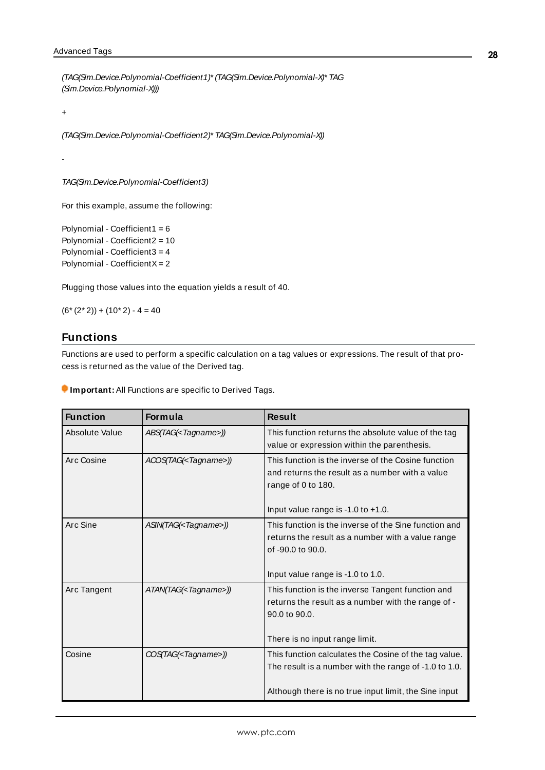*(TAG(Sim.Device.Polynomial-Coefficient1)* (TAG(Sim.Device.Polynomial-X)* TAG (Sim.Device.Polynomial-X)))*

+

*(TAG(Sim.Device.Polynomial-Coefficient2)* TAG(Sim.Device.Polynomial-X))*

-

*TAG(Sim.Device.Polynomial-Coefficient3)*

For this example, assume the following:

Polynomial - Coefficient1 = 6
Polynomial - Coefficient2 = 10
Polynomial - Coefficient3 = 4
Polynomial - CoefficientX = 2

Plugging those values into the equation yields a result of 40.

(6* (2* 2)) + (10* 2) - 4 = 40

## Functions

Functions are used to perform a specific calculation on a tag values or expressions. The result of that process is returned as the value of the Derived tag.

**Important:** All Functions are specific to Derived Tags.

| Function | Formula | Result |
|---|---|---|
| Absolute Value | *ABS(TAG(<Tagname>))* | This function returns the absolute value of the tag value or expression within the parenthesis. |
| Arc Cosine | *ACOS(TAG(<Tagname>))* | This function is the inverse of the Cosine function and returns the result as a number with a value range of 0 to 180.<br><br>Input value range is -1.0 to +1.0. |
| Arc Sine | *ASIN(TAG(<Tagname>))* | This function is the inverse of the Sine function and returns the result as a number with a value range of -90.0 to 90.0.<br><br>Input value range is -1.0 to 1.0. |
| Arc Tangent | *ATAN(TAG(<Tagname>))* | This function is the inverse Tangent function and returns the result as a number with the range of -90.0 to 90.0.<br><br>There is no input range limit. |
| Cosine | *COS(TAG(<Tagname>))* | This function calculates the Cosine of the tag value. The result is a number with the range of -1.0 to 1.0.<br><br>Although there is no true input limit, the Sine input |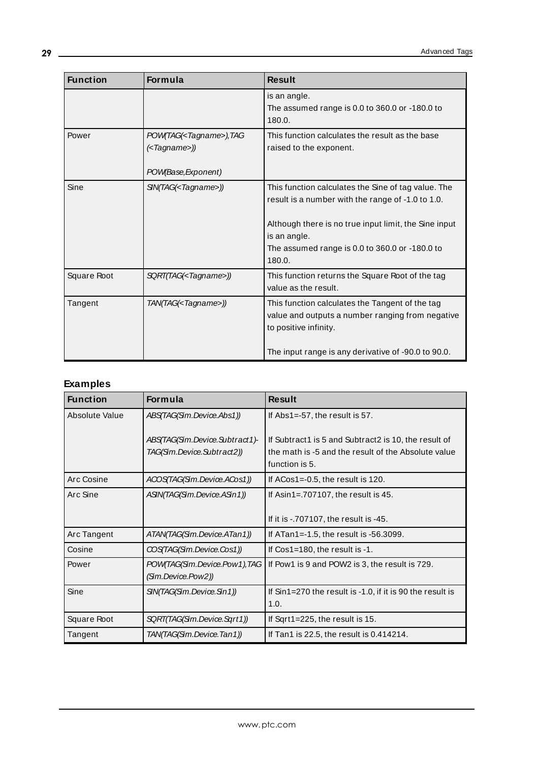| Function | Formula | Result |
|---|---|---|
| | | is an angle.<br>The assumed range is 0.0 to 360.0 or -180.0 to 180.0. |
| Power | *POW(TAG(<Tagname>),TAG(<Tagname>))*<br><br>*POW(Base,Exponent)* | This function calculates the result as the base raised to the exponent. |
| Sine | *SIN(TAG(<Tagname>))* | This function calculates the Sine of tag value. The result is a number with the range of -1.0 to 1.0.<br><br>Although there is no true input limit, the Sine input is an angle.<br>The assumed range is 0.0 to 360.0 or -180.0 to 180.0. |
| Square Root | *SQRT(TAG(<Tagname>))* | This function returns the Square Root of the tag value as the result. |
| Tangent | *TAN(TAG(<Tagname>))* | This function calculates the Tangent of the tag value and outputs a number ranging from negative to positive infinity.<br><br>The input range is any derivative of -90.0 to 90.0. |

## Examples

| Function | Formula | Result |
|---|---|---|
| Absolute Value | *ABS(TAG(Sim.Device.Abs1))*<br><br>*ABS(TAG(Sim.Device.Subtract1)-TAG(Sim.Device.Subtract2))* | If Abs1=-57, the result is 57.<br><br>If Subtract1 is 5 and Subtract2 is 10, the result of the math is -5 and the result of the Absolute value function is 5. |
| Arc Cosine | *ACOS(TAG(Sim.Device.ACos1))* | If ACos1=-0.5, the result is 120. |
| Arc Sine | *ASIN(TAG(Sim.Device.ASin1))* | If Asin1=.707107, the result is 45.<br><br>If it is -.707107, the result is -45. |
| Arc Tangent | *ATAN(TAG(Sim.Device.ATan1))* | If ATan1=-1.5, the result is -56.3099. |
| Cosine | *COS(TAG(Sim.Device.Cos1))* | If Cos1=180, the result is -1. |
| Power | *POW(TAG(Sim.Device.Pow1),TAG(Sim.Device.Pow2))* | If Pow1 is 9 and POW2 is 3, the result is 729. |
| Sine | *SIN(TAG(Sim.Device.Sin1))* | If Sin1=270 the result is -1.0, if it is 90 the result is 1.0. |
| Square Root | *SQRT(TAG(Sim.Device.Sqrt1))* | If Sqrt1=225, the result is 15. |
| Tangent | *TAN(TAG(Sim.Device.Tan1))* | If Tan1 is 22.5, the result is 0.414214. |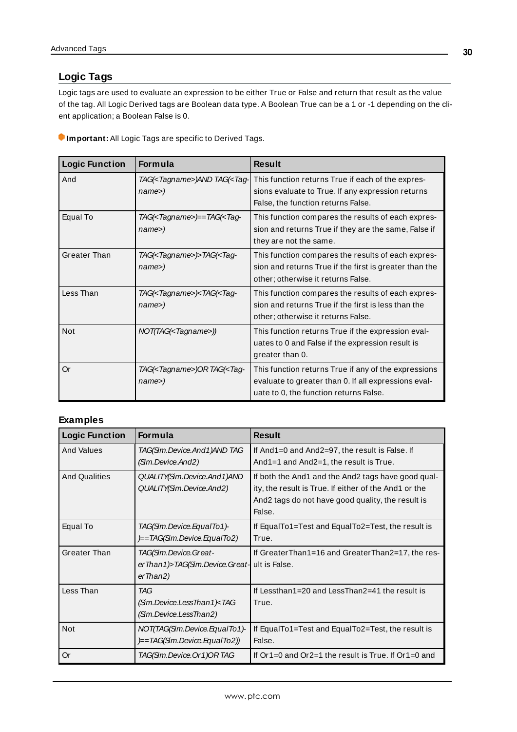## Logic Tags

Logic tags are used to evaluate an expression to be either True or False and return that result as the value of the tag. All Logic Derived tags are Boolean data type. A Boolean True can be a 1 or -1 depending on the client application; a Boolean False is 0.

**Important:** All Logic Tags are specific to Derived Tags.

| Logic Function | Formula | Result |
|---|---|---|
| And | *TAG(<Tagname>)AND TAG(<Tagname>)* | This function returns True if each of the expressions evaluate to True. If any expression returns False, the function returns False. |
| Equal To | *TAG(<Tagname>)==TAG(<Tagname>)* | This function compares the results of each expression and returns True if they are the same, False if they are not the same. |
| Greater Than | *TAG(<Tagname>)>TAG(<Tagname>)* | This function compares the results of each expression and returns True if the first is greater than the other; otherwise it returns False. |
| Less Than | *TAG(<Tagname>)<TAG(<Tagname>)* | This function compares the results of each expression and returns True if the first is less than the other; otherwise it returns False. |
| Not | *NOT(TAG(<Tagname>))* | This function returns True if the expression evaluates to 0 and False if the expression result is greater than 0. |
| Or | *TAG(<Tagname>)OR TAG(<Tagname>)* | This function returns True if any of the expressions evaluate to greater than 0. If all expressions evaluate to 0, the function returns False. |

### Examples

| Logic Function | Formula | Result |
|---|---|---|
| And Values | *TAG(Sim.Device.And1)AND TAG (Sim.Device.And2)* | If And1=0 and And2=97, the result is False. If And1=1 and And2=1, the result is True. |
| And Qualities | *QUALITY(Sim.Device.And1)AND QUALITY(Sim.Device.And2)* | If both the And1 and the And2 tags have good quality, the result is True. If either of the And1 or the And2 tags do not have good quality, the result is False. |
| Equal To | *TAG(Sim.Device.EqualTo1)==TAG(Sim.Device.EqualTo2)* | If EqualTo1=Test and EqualTo2=Test, the result is True. |
| Greater Than | *TAG(Sim.Device.GreaterThan1)>TAG(Sim.Device.GreaterThan2)* | If GreaterThan1=16 and GreaterThan2=17, the result is False. |
| Less Than | *TAG (Sim.Device.LessThan1)<TAG (Sim.Device.LessThan2)* | If Lessthan1=20 and LessThan2=41 the result is True. |
| Not | *NOT(TAG(Sim.Device.EqualTo1)==TAG(Sim.Device.EqualTo2))* | If EqualTo1=Test and EqualTo2=Test, the result is False. |
| Or | *TAG(Sim.Device.Or1)OR TAG* | If Or1=0 and Or2=1 the result is True. If Or1=0 and |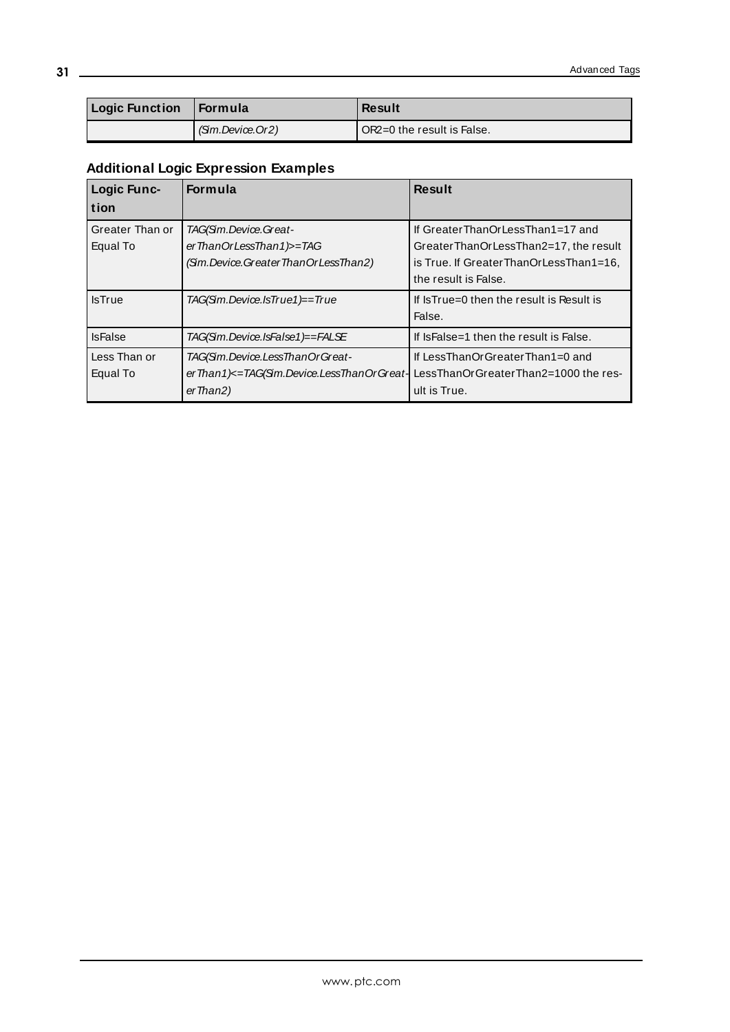| Logic Function | Formula | Result |
| --- | --- | --- |
| | *(Sim.Device.Or2)* | OR2=0 the result is False. |

### Additional Logic Expression Examples

| Logic Function | Formula | Result |
| --- | --- | --- |
| Greater Than or Equal To | *TAG(Sim.Device.GreaterThanOrLessThan1)>=TAG (Sim.Device.GreaterThanOrLessThan2)* | If GreaterThanOrLessThan1=17 and GreaterThanOrLessThan2=17, the result is True. If GreaterThanOrLessThan1=16, the result is False. |
| IsTrue | *TAG(Sim.Device.IsTrue1)==True* | If IsTrue=0 then the result is Result is False. |
| IsFalse | *TAG(Sim.Device.IsFalse1)==FALSE* | If IsFalse=1 then the result is False. |
| Less Than or Equal To | *TAG(Sim.Device.LessThanOrGreaterThan1)<=TAG(Sim.Device.LessThanOrGreaterThan2)* | If LessThanOrGreaterThan1=0 and LessThanOrGreaterThan2=1000 the result is True. |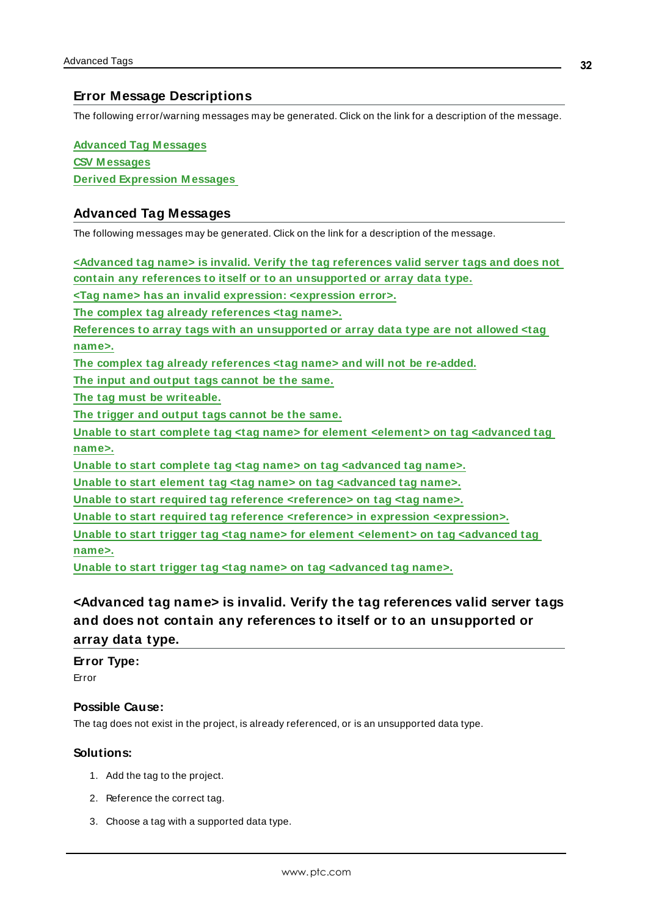## Error Message Descriptions

The following error/warning messages may be generated. Click on the link for a description of the message.

Advanced Tag Messages
CSV Messages
Derived Expression Messages

## Advanced Tag Messages

The following messages may be generated. Click on the link for a description of the message.

<Advanced tag name> is invalid. Verify the tag references valid server tags and does not contain any references to itself or to an unsupported or array data type.
<Tag name> has an invalid expression: <expression error>.
The complex tag already references <tag name>.
References to array tags with an unsupported or array data type are not allowed <tag name>.
The complex tag already references <tag name> and will not be re-added.
The input and output tags cannot be the same.
The tag must be writeable.
The trigger and output tags cannot be the same.
Unable to start complete tag <tag name> for element <element> on tag <advanced tag name>.
Unable to start complete tag <tag name> on tag <advanced tag name>.
Unable to start element tag <tag name> on tag <advanced tag name>.
Unable to start required tag reference <reference> on tag <tag name>.
Unable to start required tag reference <reference> in expression <expression>.
Unable to start trigger tag <tag name> for element <element> on tag <advanced tag name>.
Unable to start trigger tag <tag name> on tag <advanced tag name>.

### <Advanced tag name> is invalid. Verify the tag references valid server tags and does not contain any references to itself or to an unsupported or array data type.

**Error Type:**
Error

**Possible Cause:**
The tag does not exist in the project, is already referenced, or is an unsupported data type.

**Solutions:**

1. Add the tag to the project.
2. Reference the correct tag.
3. Choose a tag with a supported data type.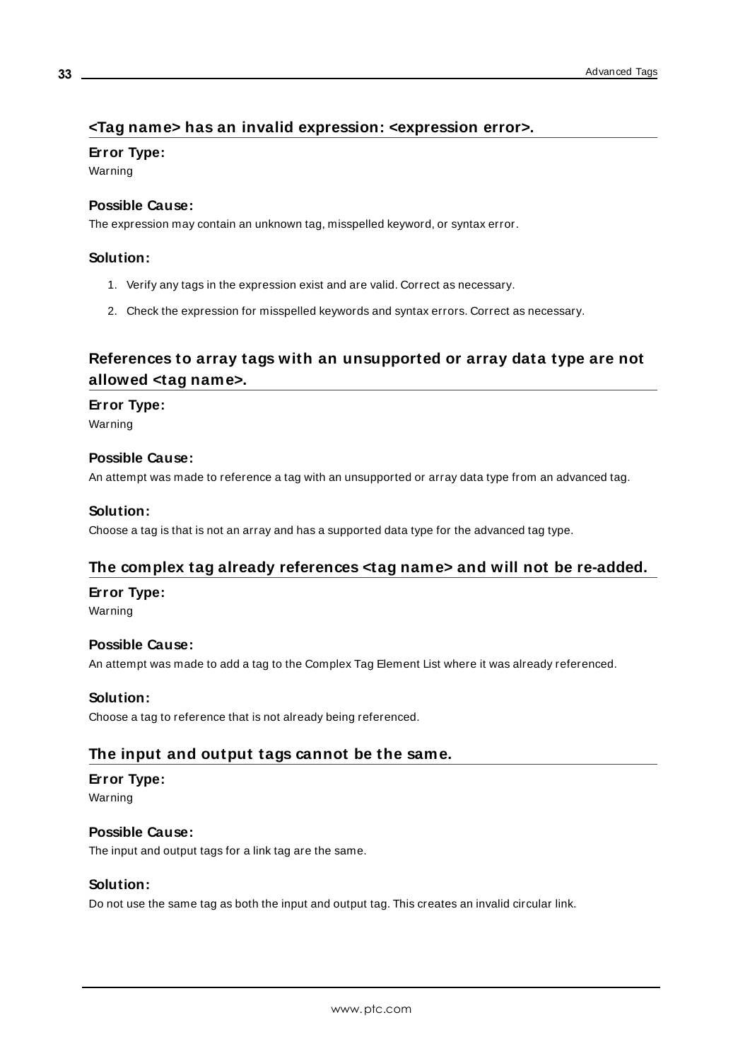## <Tag name> has an invalid expression: <expression error>.

**Error Type:**

Warning

**Possible Cause:**

The expression may contain an unknown tag, misspelled keyword, or syntax error.

**Solution:**

1. Verify any tags in the expression exist and are valid. Correct as necessary.
2. Check the expression for misspelled keywords and syntax errors. Correct as necessary.

## References to array tags with an unsupported or array data type are not allowed <tag name>.

**Error Type:**

Warning

**Possible Cause:**

An attempt was made to reference a tag with an unsupported or array data type from an advanced tag.

**Solution:**

Choose a tag is that is not an array and has a supported data type for the advanced tag type.

## The complex tag already references <tag name> and will not be re-added.

**Error Type:**

Warning

**Possible Cause:**

An attempt was made to add a tag to the Complex Tag Element List where it was already referenced.

**Solution:**

Choose a tag to reference that is not already being referenced.

## The input and output tags cannot be the same.

**Error Type:**

Warning

**Possible Cause:**

The input and output tags for a link tag are the same.

**Solution:**

Do not use the same tag as both the input and output tag. This creates an invalid circular link.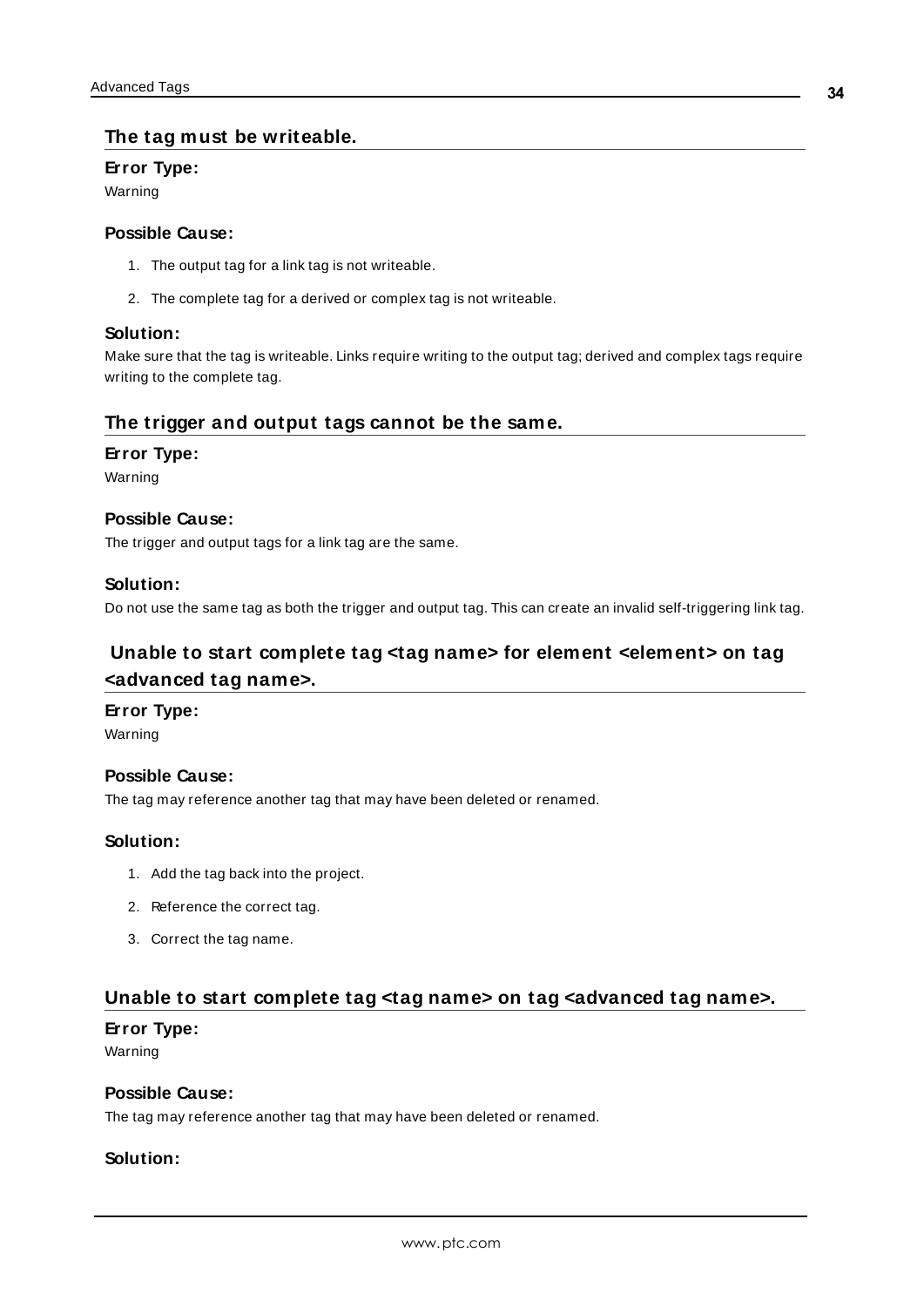## The tag must be writeable.

**Error Type:**

Warning

**Possible Cause:**

1. The output tag for a link tag is not writeable.
2. The complete tag for a derived or complex tag is not writeable.

**Solution:**

Make sure that the tag is writeable. Links require writing to the output tag; derived and complex tags require writing to the complete tag.

## The trigger and output tags cannot be the same.

**Error Type:**

Warning

**Possible Cause:**

The trigger and output tags for a link tag are the same.

**Solution:**

Do not use the same tag as both the trigger and output tag. This can create an invalid self-triggering link tag.

## Unable to start complete tag <tag name> for element <element> on tag <advanced tag name>.

**Error Type:**

Warning

**Possible Cause:**

The tag may reference another tag that may have been deleted or renamed.

**Solution:**

1. Add the tag back into the project.
2. Reference the correct tag.
3. Correct the tag name.

## Unable to start complete tag <tag name> on tag <advanced tag name>.

**Error Type:**

Warning

**Possible Cause:**

The tag may reference another tag that may have been deleted or renamed.

**Solution:**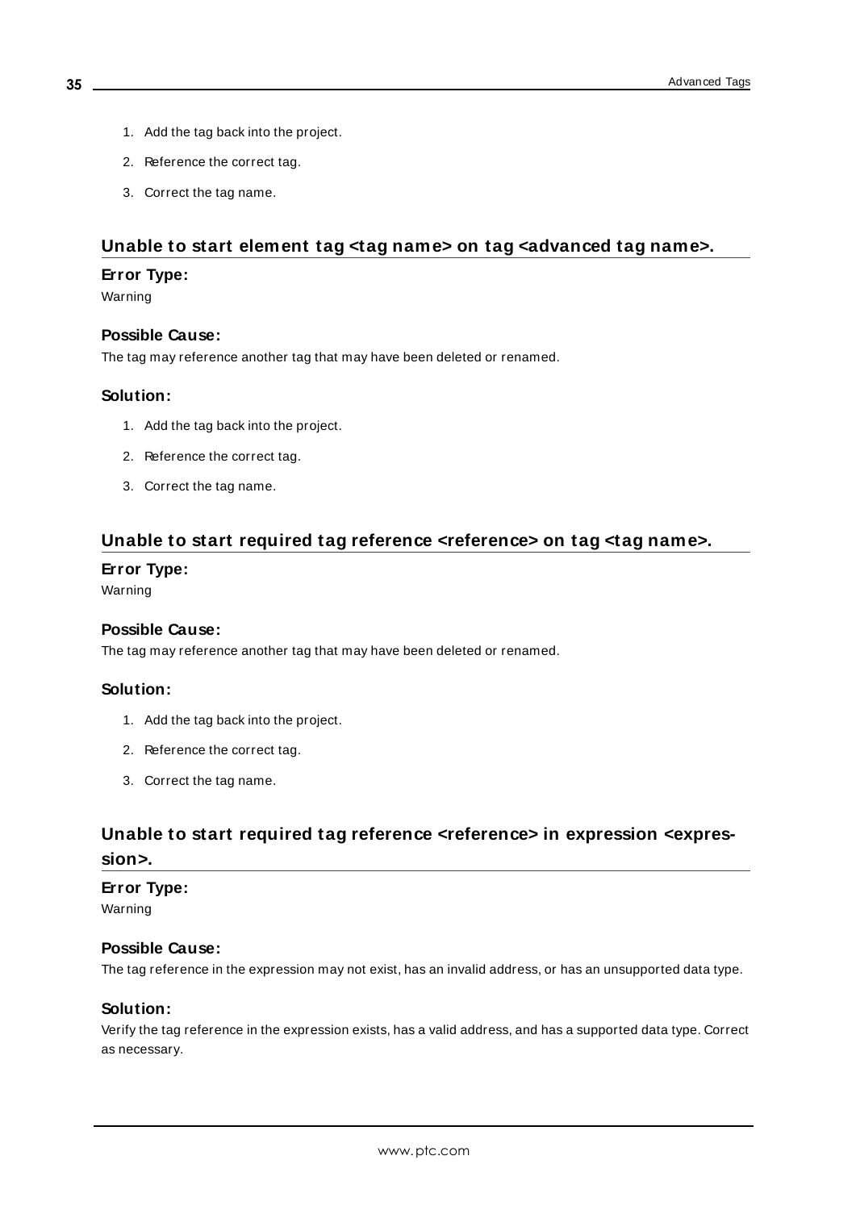1. Add the tag back into the project.
2. Reference the correct tag.
3. Correct the tag name.

## Unable to start element tag <tag name> on tag <advanced tag name>.

### Error Type:

Warning

### Possible Cause:

The tag may reference another tag that may have been deleted or renamed.

### Solution:

1. Add the tag back into the project.
2. Reference the correct tag.
3. Correct the tag name.

## Unable to start required tag reference <reference> on tag <tag name>.

### Error Type:

Warning

### Possible Cause:

The tag may reference another tag that may have been deleted or renamed.

### Solution:

1. Add the tag back into the project.
2. Reference the correct tag.
3. Correct the tag name.

## Unable to start required tag reference <reference> in expression <expression>.

### Error Type:

Warning

### Possible Cause:

The tag reference in the expression may not exist, has an invalid address, or has an unsupported data type.

### Solution:

Verify the tag reference in the expression exists, has a valid address, and has a supported data type. Correct as necessary.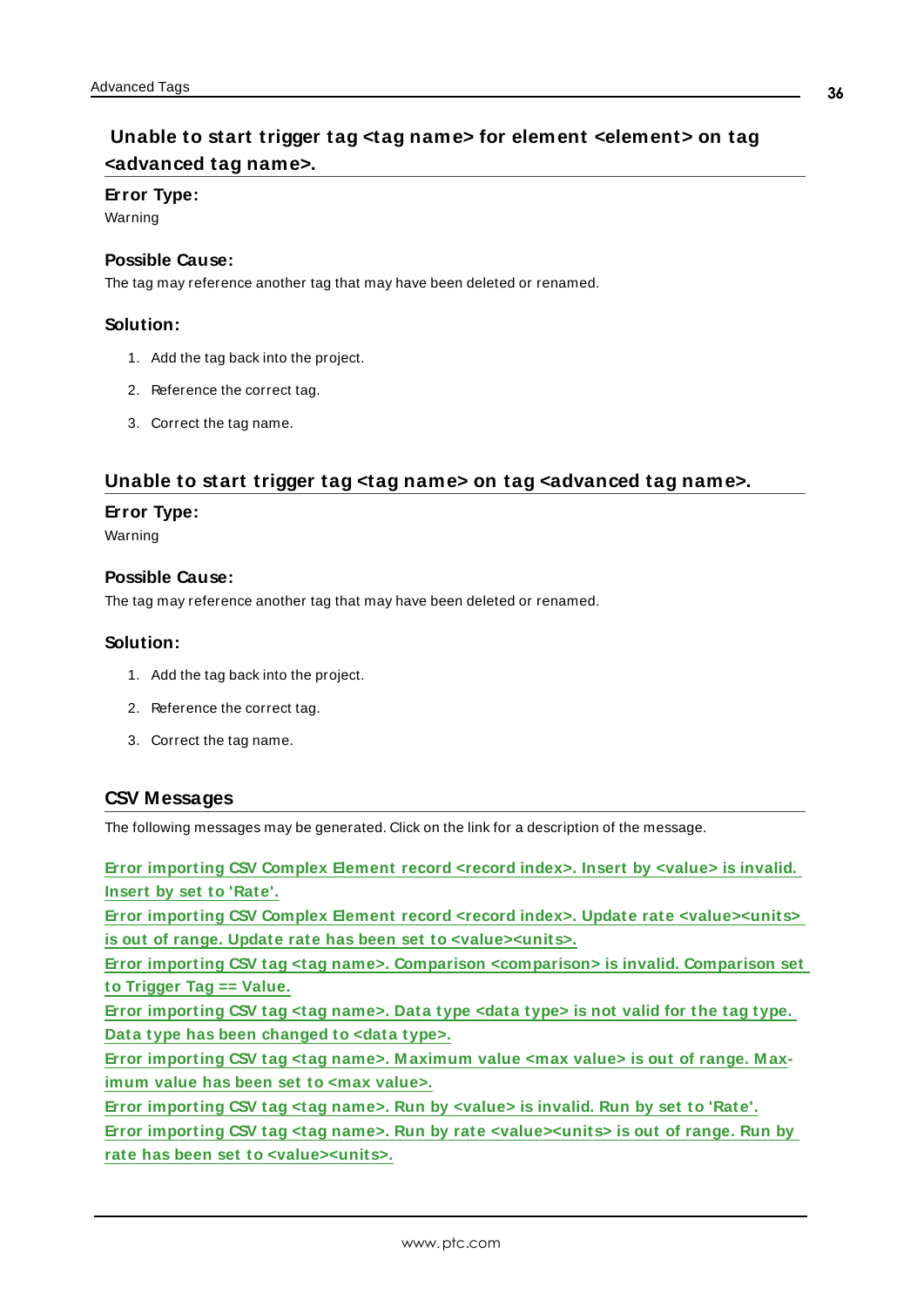## Unable to start trigger tag <tag name> for element <element> on tag <advanced tag name>.

**Error Type:**

Warning

**Possible Cause:**

The tag may reference another tag that may have been deleted or renamed.

**Solution:**

1. Add the tag back into the project.
2. Reference the correct tag.
3. Correct the tag name.

## Unable to start trigger tag <tag name> on tag <advanced tag name>.

**Error Type:**

Warning

**Possible Cause:**

The tag may reference another tag that may have been deleted or renamed.

**Solution:**

1. Add the tag back into the project.
2. Reference the correct tag.
3. Correct the tag name.

## CSV Messages

The following messages may be generated. Click on the link for a description of the message.

**Error importing CSV Complex Element record <record index>. Insert by <value> is invalid. Insert by set to 'Rate'.**
**Error importing CSV Complex Element record <record index>. Update rate <value><units> is out of range. Update rate has been set to <value><units>.**
**Error importing CSV tag <tag name>. Comparison <comparison> is invalid. Comparison set to Trigger Tag == Value.**
**Error importing CSV tag <tag name>. Data type <data type> is not valid for the tag type. Data type has been changed to <data type>.**
**Error importing CSV tag <tag name>. Maximum value <max value> is out of range. Maximum value has been set to <max value>.**
**Error importing CSV tag <tag name>. Run by <value> is invalid. Run by set to 'Rate'.**
**Error importing CSV tag <tag name>. Run by rate <value><units> is out of range. Run by rate has been set to <value><units>.**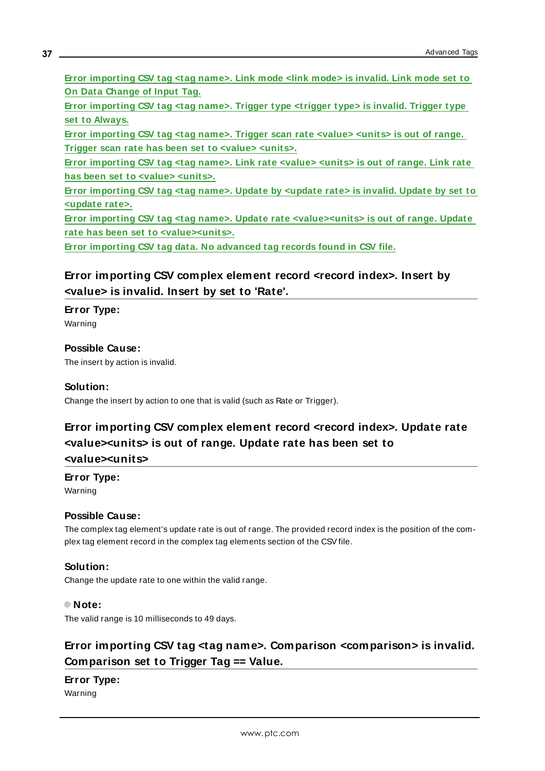[Error importing CSV tag <tag name>. Link mode <link mode> is invalid. Link mode set to On Data Change of Input Tag.]

[Error importing CSV tag <tag name>. Trigger type <trigger type> is invalid. Trigger type set to Always.]

[Error importing CSV tag <tag name>. Trigger scan rate <value> <units> is out of range. Trigger scan rate has been set to <value> <units>.]

[Error importing CSV tag <tag name>. Link rate <value> <units> is out of range. Link rate has been set to <value> <units>.]

[Error importing CSV tag <tag name>. Update by <update rate> is invalid. Update by set to <update rate>.]

[Error importing CSV tag <tag name>. Update rate <value><units> is out of range. Update rate has been set to <value><units>.]

[Error importing CSV tag data. No advanced tag records found in CSV file.]

## Error importing CSV complex element record <record index>. Insert by <value> is invalid. Insert by set to 'Rate'.

**Error Type:**

Warning

**Possible Cause:**

The insert by action is invalid.

**Solution:**

Change the insert by action to one that is valid (such as Rate or Trigger).

## Error importing CSV complex element record <record index>. Update rate <value><units> is out of range. Update rate has been set to <value><units>

**Error Type:**

Warning

**Possible Cause:**

The complex tag element's update rate is out of range. The provided record index is the position of the complex tag element record in the complex tag elements section of the CSV file.

**Solution:**

Change the update rate to one within the valid range.

**Note:**

The valid range is 10 milliseconds to 49 days.

## Error importing CSV tag <tag name>. Comparison <comparison> is invalid. Comparison set to Trigger Tag == Value.

**Error Type:**

Warning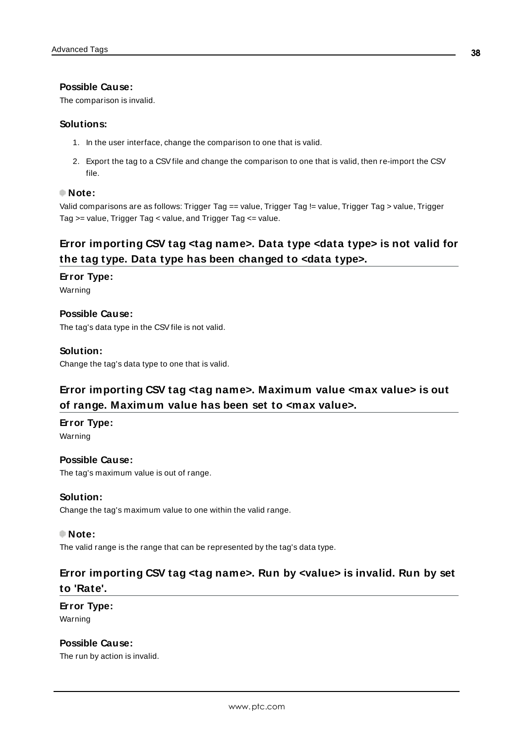**Possible Cause:**

The comparison is invalid.

**Solutions:**

1. In the user interface, change the comparison to one that is valid.
2. Export the tag to a CSV file and change the comparison to one that is valid, then re-import the CSV file.

**Note:**

Valid comparisons are as follows: Trigger Tag == value, Trigger Tag != value, Trigger Tag > value, Trigger Tag >= value, Trigger Tag < value, and Trigger Tag <= value.

## Error importing CSV tag <tag name>. Data type <data type> is not valid for the tag type. Data type has been changed to <data type>.

**Error Type:**

Warning

**Possible Cause:**

The tag's data type in the CSV file is not valid.

**Solution:**

Change the tag's data type to one that is valid.

## Error importing CSV tag <tag name>. Maximum value <max value> is out of range. Maximum value has been set to <max value>.

**Error Type:**

Warning

**Possible Cause:**

The tag's maximum value is out of range.

**Solution:**

Change the tag's maximum value to one within the valid range.

**Note:**

The valid range is the range that can be represented by the tag's data type.

## Error importing CSV tag <tag name>. Run by <value> is invalid. Run by set to 'Rate'.

**Error Type:**

Warning

**Possible Cause:**

The run by action is invalid.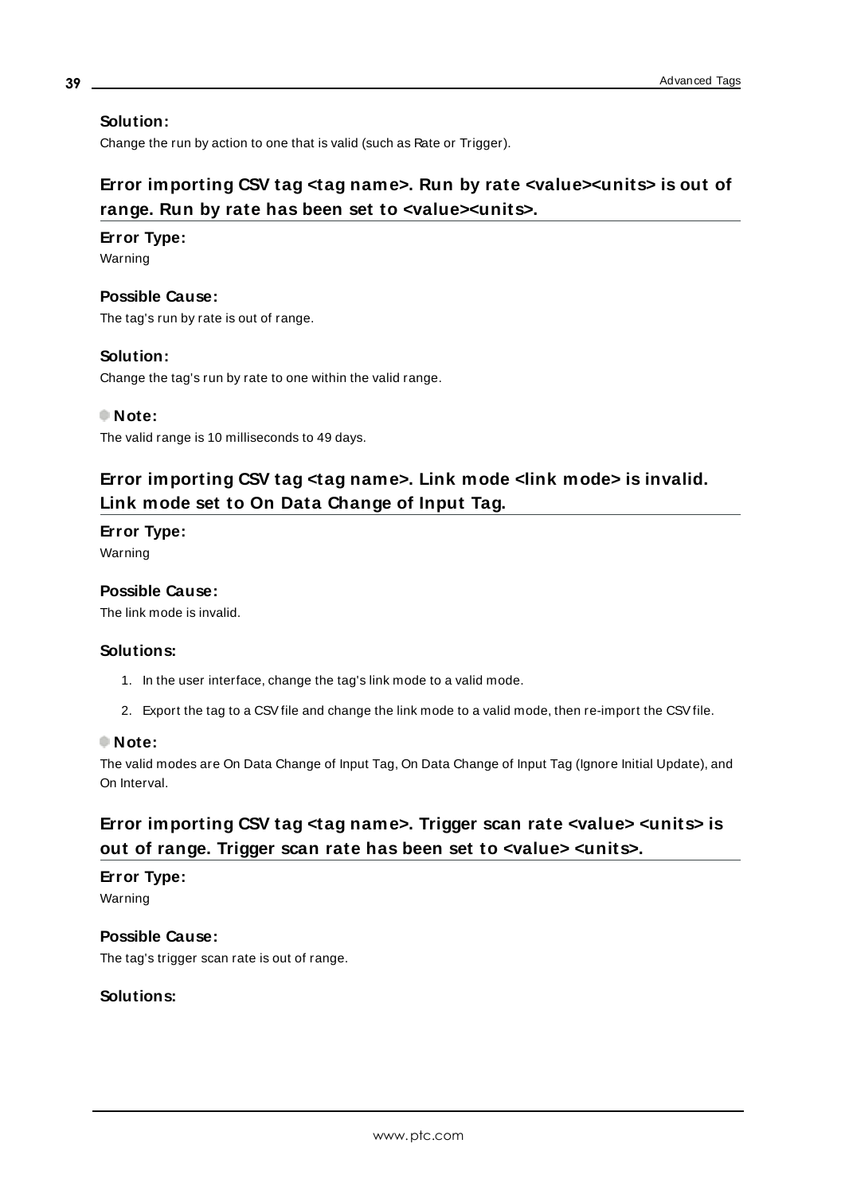**Solution:**

Change the run by action to one that is valid (such as Rate or Trigger).

## Error importing CSV tag <tag name>. Run by rate <value><units> is out of range. Run by rate has been set to <value><units>.

**Error Type:**

Warning

**Possible Cause:**

The tag's run by rate is out of range.

**Solution:**

Change the tag's run by rate to one within the valid range.

**Note:**

The valid range is 10 milliseconds to 49 days.

## Error importing CSV tag <tag name>. Link mode <link mode> is invalid. Link mode set to On Data Change of Input Tag.

**Error Type:**

Warning

**Possible Cause:**

The link mode is invalid.

**Solutions:**

1. In the user interface, change the tag's link mode to a valid mode.
2. Export the tag to a CSV file and change the link mode to a valid mode, then re-import the CSV file.

**Note:**

The valid modes are On Data Change of Input Tag, On Data Change of Input Tag (Ignore Initial Update), and On Interval.

## Error importing CSV tag <tag name>. Trigger scan rate <value> <units> is out of range. Trigger scan rate has been set to <value> <units>.

**Error Type:**

Warning

**Possible Cause:**

The tag's trigger scan rate is out of range.

**Solutions:**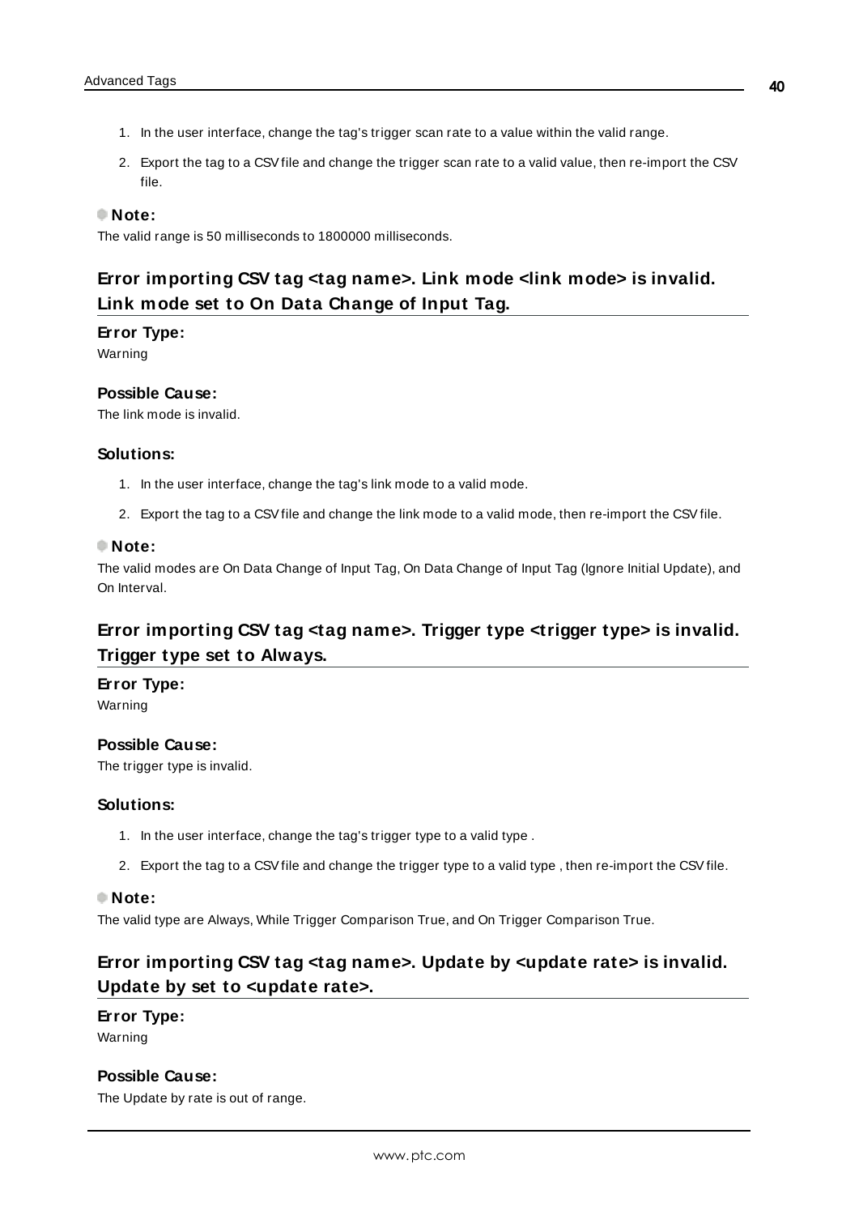1. In the user interface, change the tag's trigger scan rate to a value within the valid range.
2. Export the tag to a CSV file and change the trigger scan rate to a valid value, then re-import the CSV file.

**Note:**

The valid range is 50 milliseconds to 1800000 milliseconds.

## Error importing CSV tag <tag name>. Link mode <link mode> is invalid. Link mode set to On Data Change of Input Tag.

**Error Type:**

Warning

**Possible Cause:**

The link mode is invalid.

**Solutions:**

1. In the user interface, change the tag's link mode to a valid mode.
2. Export the tag to a CSV file and change the link mode to a valid mode, then re-import the CSV file.

**Note:**

The valid modes are On Data Change of Input Tag, On Data Change of Input Tag (Ignore Initial Update), and On Interval.

## Error importing CSV tag <tag name>. Trigger type <trigger type> is invalid. Trigger type set to Always.

**Error Type:**

Warning

**Possible Cause:**

The trigger type is invalid.

**Solutions:**

1. In the user interface, change the tag's trigger type to a valid type .
2. Export the tag to a CSV file and change the trigger type to a valid type , then re-import the CSV file.

**Note:**

The valid type are Always, While Trigger Comparison True, and On Trigger Comparison True.

## Error importing CSV tag <tag name>. Update by <update rate> is invalid. Update by set to <update rate>.

**Error Type:**

Warning

**Possible Cause:**

The Update by rate is out of range.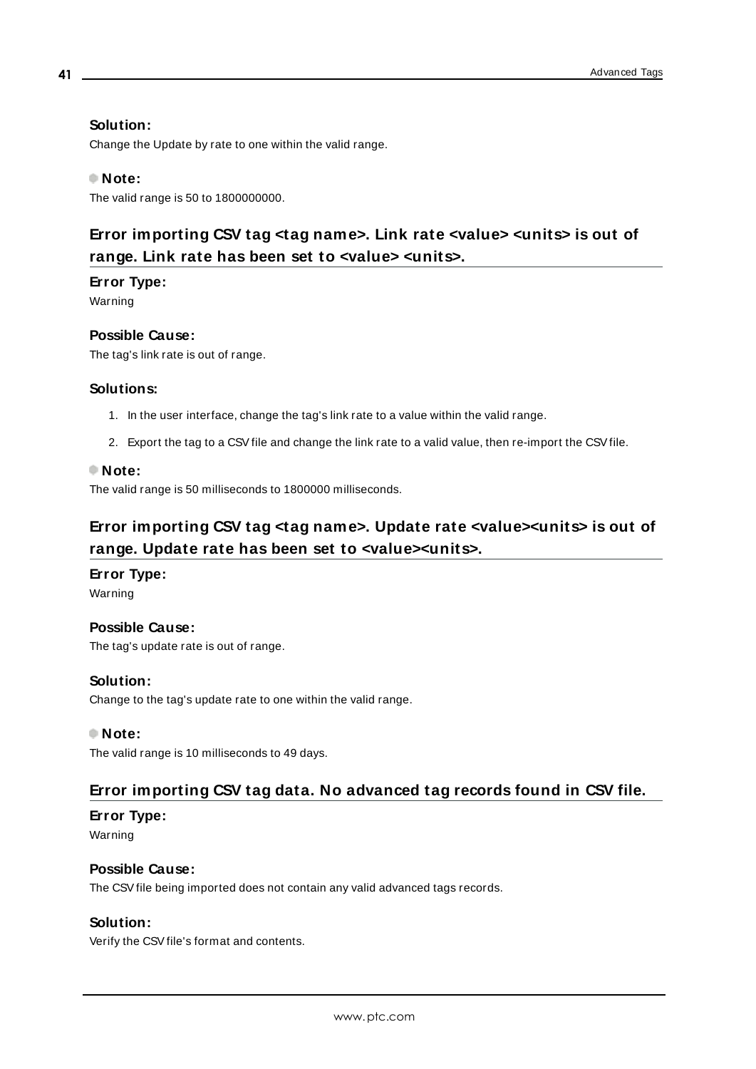**Solution:**

Change the Update by rate to one within the valid range.

**Note:**

The valid range is 50 to 1800000000.

## Error importing CSV tag <tag name>. Link rate <value> <units> is out of range. Link rate has been set to <value> <units>.

**Error Type:**

Warning

**Possible Cause:**

The tag's link rate is out of range.

**Solutions:**

1. In the user interface, change the tag's link rate to a value within the valid range.
2. Export the tag to a CSV file and change the link rate to a valid value, then re-import the CSV file.

**Note:**

The valid range is 50 milliseconds to 1800000 milliseconds.

## Error importing CSV tag <tag name>. Update rate <value><units> is out of range. Update rate has been set to <value><units>.

**Error Type:**

Warning

**Possible Cause:**

The tag's update rate is out of range.

**Solution:**

Change to the tag's update rate to one within the valid range.

**Note:**

The valid range is 10 milliseconds to 49 days.

## Error importing CSV tag data. No advanced tag records found in CSV file.

**Error Type:**

Warning

**Possible Cause:**

The CSV file being imported does not contain any valid advanced tags records.

**Solution:**

Verify the CSV file's format and contents.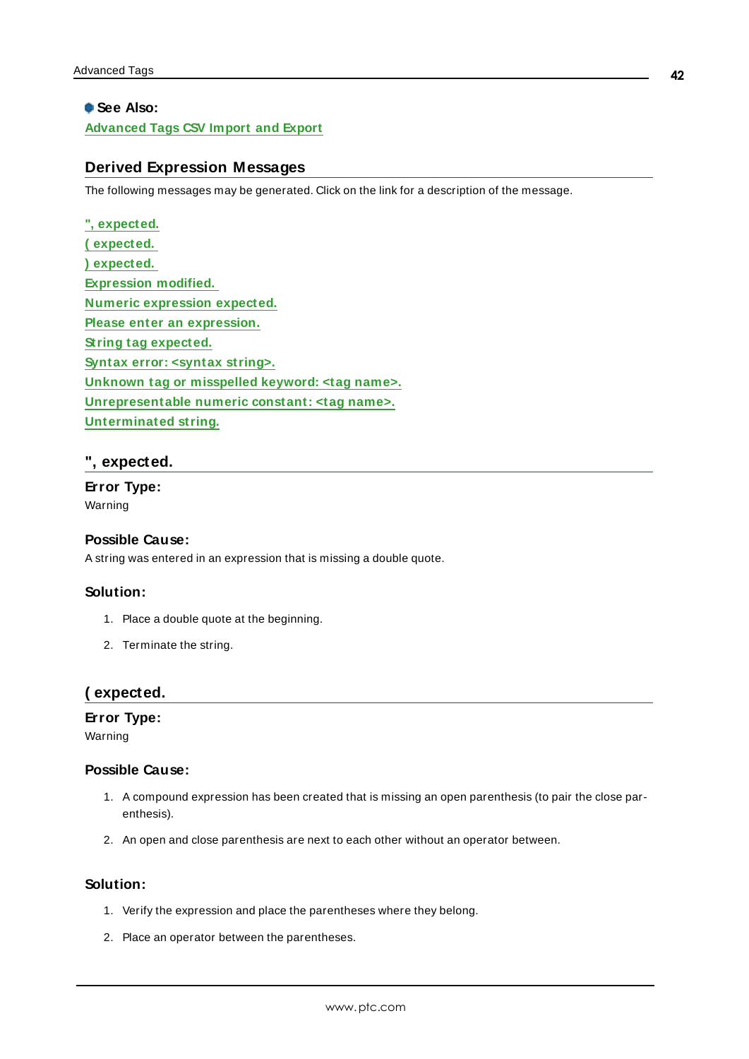**See Also:**
Advanced Tags CSV Import and Export

## Derived Expression Messages

The following messages may be generated. Click on the link for a description of the message.

", expected.
( expected.
) expected.
Expression modified.
Numeric expression expected.
Please enter an expression.
String tag expected.
Syntax error: <syntax string>.
Unknown tag or misspelled keyword: <tag name>.
Unrepresentable numeric constant: <tag name>.
Unterminated string.

### ", expected.

**Error Type:**
Warning

**Possible Cause:**
A string was entered in an expression that is missing a double quote.

**Solution:**

1. Place a double quote at the beginning.
2. Terminate the string.

### ( expected.

**Error Type:**
Warning

**Possible Cause:**

1. A compound expression has been created that is missing an open parenthesis (to pair the close parenthesis).
2. An open and close parenthesis are next to each other without an operator between.

**Solution:**

1. Verify the expression and place the parentheses where they belong.
2. Place an operator between the parentheses.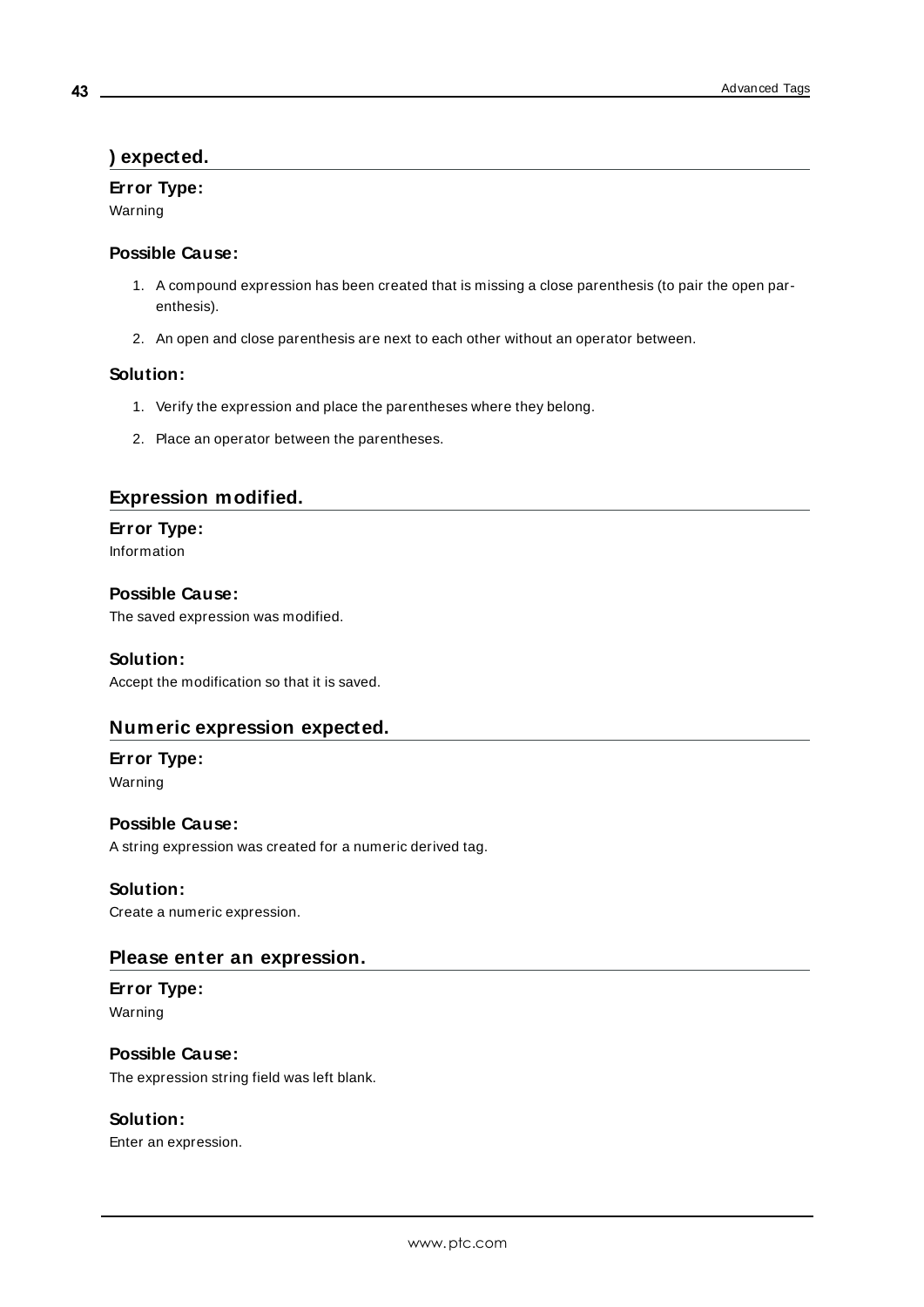## ) expected.

### Error Type:

Warning

### Possible Cause:

1. A compound expression has been created that is missing a close parenthesis (to pair the open parenthesis).
2. An open and close parenthesis are next to each other without an operator between.

### Solution:

1. Verify the expression and place the parentheses where they belong.
2. Place an operator between the parentheses.

## Expression modified.

### Error Type:

Information

### Possible Cause:

The saved expression was modified.

### Solution:

Accept the modification so that it is saved.

## Numeric expression expected.

### Error Type:

Warning

### Possible Cause:

A string expression was created for a numeric derived tag.

### Solution:

Create a numeric expression.

## Please enter an expression.

### Error Type:

Warning

### Possible Cause:

The expression string field was left blank.

### Solution:

Enter an expression.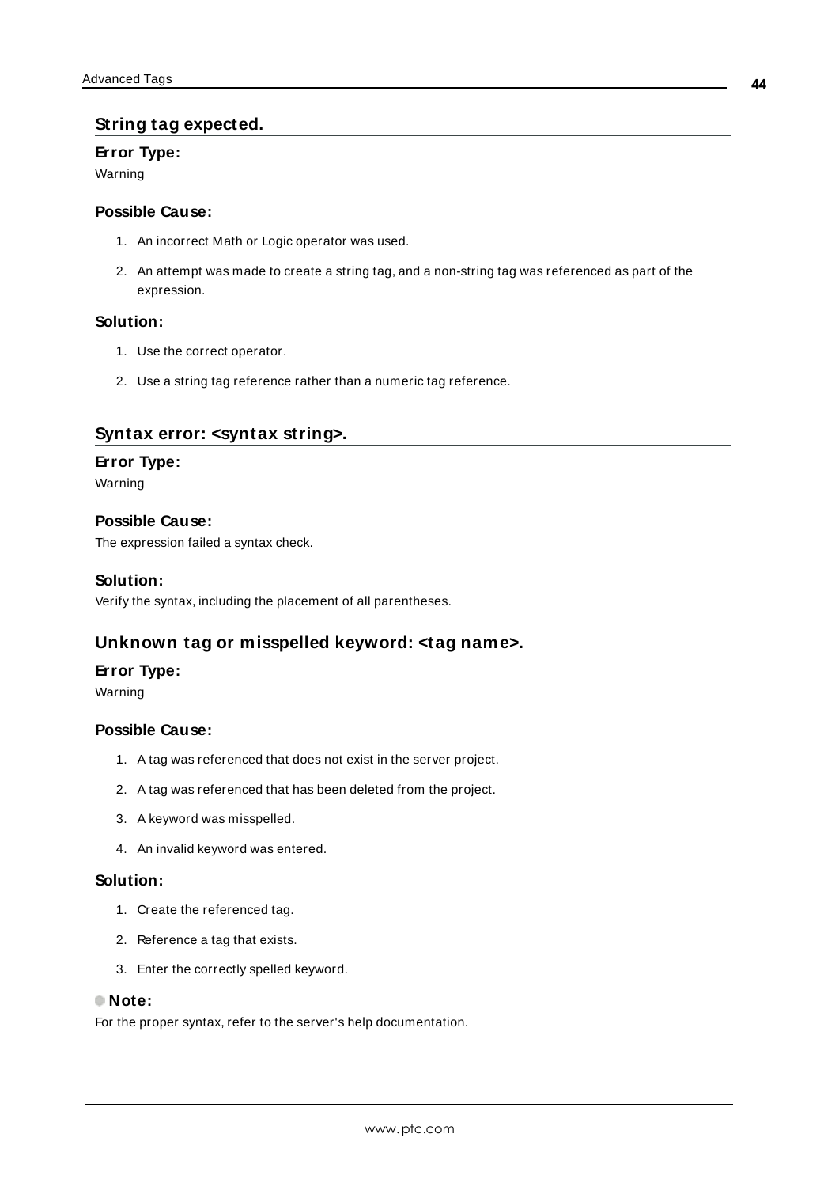## String tag expected.

### Error Type:

Warning

### Possible Cause:

1. An incorrect Math or Logic operator was used.
2. An attempt was made to create a string tag, and a non-string tag was referenced as part of the expression.

### Solution:

1. Use the correct operator.
2. Use a string tag reference rather than a numeric tag reference.

## Syntax error: <syntax string>.

### Error Type:

Warning

### Possible Cause:

The expression failed a syntax check.

### Solution:

Verify the syntax, including the placement of all parentheses.

## Unknown tag or misspelled keyword: <tag name>.

### Error Type:

Warning

### Possible Cause:

1. A tag was referenced that does not exist in the server project.
2. A tag was referenced that has been deleted from the project.
3. A keyword was misspelled.
4. An invalid keyword was entered.

### Solution:

1. Create the referenced tag.
2. Reference a tag that exists.
3. Enter the correctly spelled keyword.

### Note:

For the proper syntax, refer to the server's help documentation.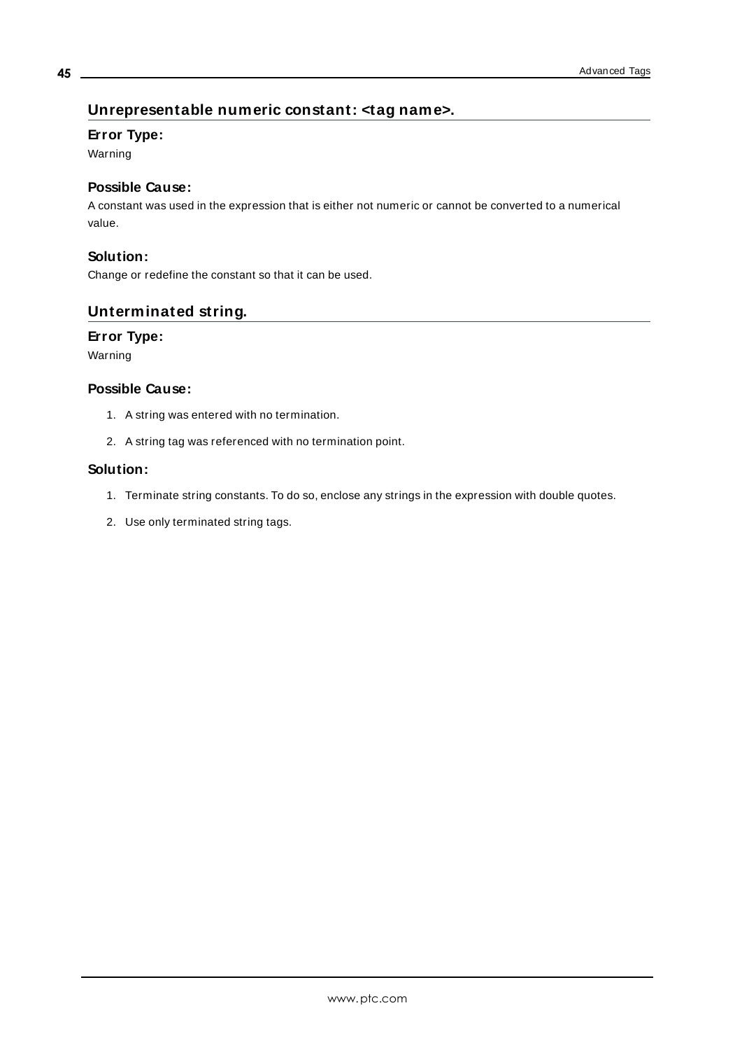## Unrepresentable numeric constant: <tag name>.

### Error Type:

Warning

### Possible Cause:

A constant was used in the expression that is either not numeric or cannot be converted to a numerical value.

### Solution:

Change or redefine the constant so that it can be used.

## Unterminated string.

### Error Type:

Warning

### Possible Cause:

1. A string was entered with no termination.
2. A string tag was referenced with no termination point.

### Solution:

1. Terminate string constants. To do so, enclose any strings in the expression with double quotes.
2. Use only terminated string tags.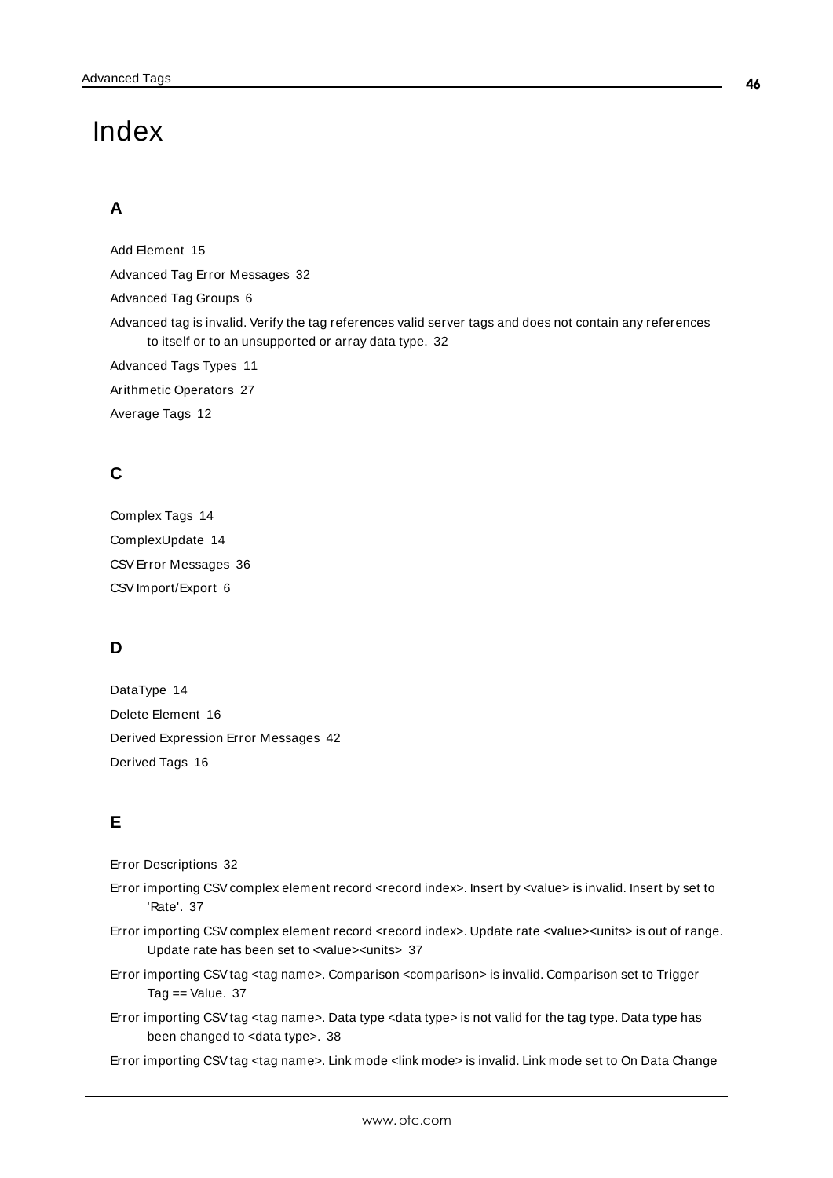# Index

## A

Add Element 15

Advanced Tag Error Messages 32

Advanced Tag Groups 6

Advanced tag is invalid. Verify the tag references valid server tags and does not contain any references to itself or to an unsupported or array data type. 32

Advanced Tags Types 11

Arithmetic Operators 27

Average Tags 12

## C

Complex Tags 14

ComplexUpdate 14

CSV Error Messages 36

CSV Import/Export 6

## D

DataType 14

Delete Element 16

Derived Expression Error Messages 42

Derived Tags 16

## E

Error Descriptions 32

Error importing CSV complex element record <record index>. Insert by <value> is invalid. Insert by set to 'Rate'. 37

Error importing CSV complex element record <record index>. Update rate <value><units> is out of range. Update rate has been set to <value><units> 37

Error importing CSV tag <tag name>. Comparison <comparison> is invalid. Comparison set to Trigger Tag == Value. 37

Error importing CSV tag <tag name>. Data type <data type> is not valid for the tag type. Data type has been changed to <data type>. 38

Error importing CSV tag <tag name>. Link mode <link mode> is invalid. Link mode set to On Data Change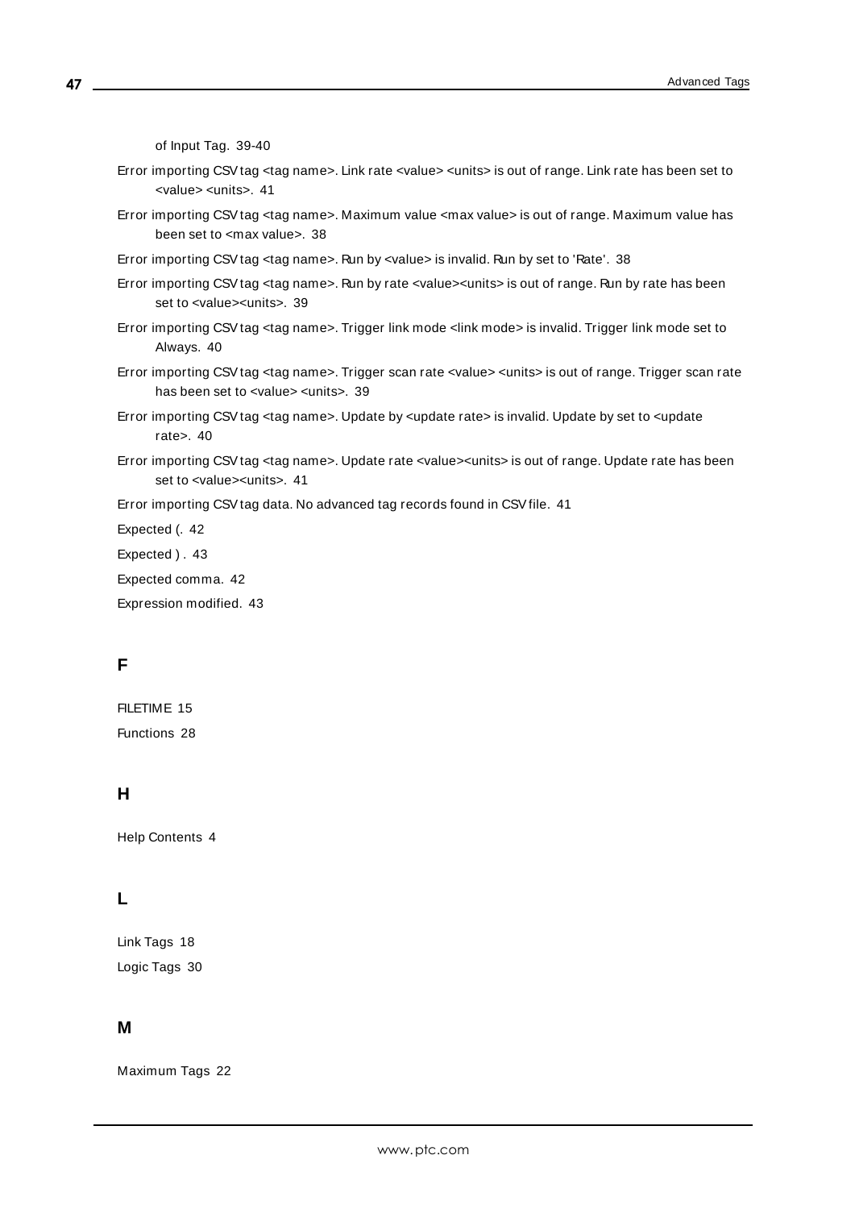of Input Tag. 39-40

Error importing CSV tag <tag name>. Link rate <value> <units> is out of range. Link rate has been set to <value> <units>. 41

Error importing CSV tag <tag name>. Maximum value <max value> is out of range. Maximum value has been set to <max value>. 38

Error importing CSV tag <tag name>. Run by <value> is invalid. Run by set to 'Rate'. 38

Error importing CSV tag <tag name>. Run by rate <value><units> is out of range. Run by rate has been set to <value><units>. 39

Error importing CSV tag <tag name>. Trigger link mode <link mode> is invalid. Trigger link mode set to Always. 40

Error importing CSV tag <tag name>. Trigger scan rate <value> <units> is out of range. Trigger scan rate has been set to <value> <units>. 39

Error importing CSV tag <tag name>. Update by <update rate> is invalid. Update by set to <update rate>. 40

Error importing CSV tag <tag name>. Update rate <value><units> is out of range. Update rate has been set to <value><units>. 41

Error importing CSV tag data. No advanced tag records found in CSV file. 41

Expected (. 42

Expected ) . 43

Expected comma. 42

Expression modified. 43

## F

FILETIME 15

Functions 28

## H

Help Contents 4

## L

Link Tags 18

Logic Tags 30

## M

Maximum Tags 22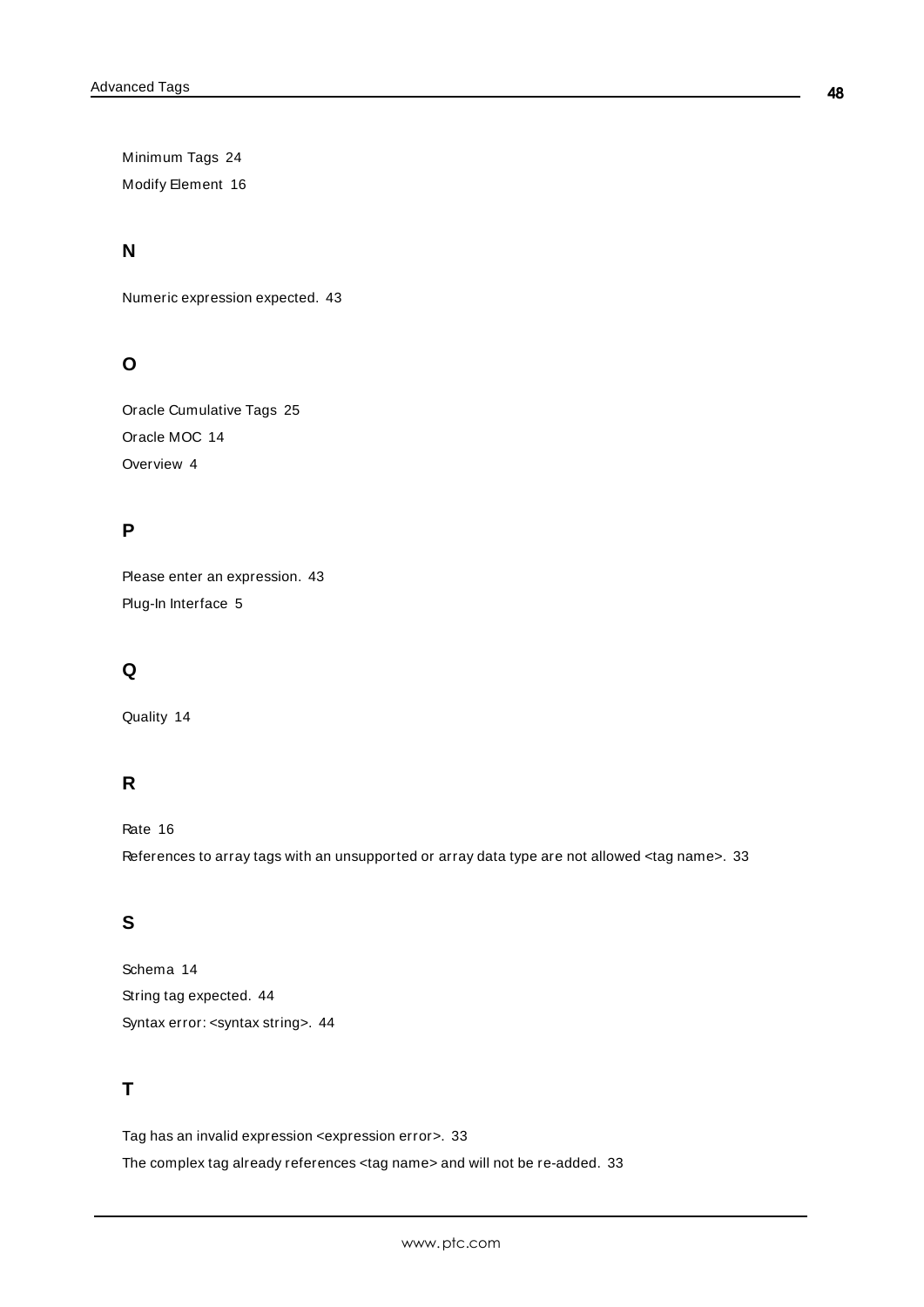Minimum Tags 24

Modify Element 16

## N

Numeric expression expected. 43

## O

Oracle Cumulative Tags 25

Oracle MOC 14

Overview 4

## P

Please enter an expression. 43

Plug-In Interface 5

## Q

Quality 14

## R

Rate 16

References to array tags with an unsupported or array data type are not allowed <tag name>. 33

## S

Schema 14

String tag expected. 44

Syntax error: <syntax string>. 44

## T

Tag has an invalid expression <expression error>. 33

The complex tag already references <tag name> and will not be re-added. 33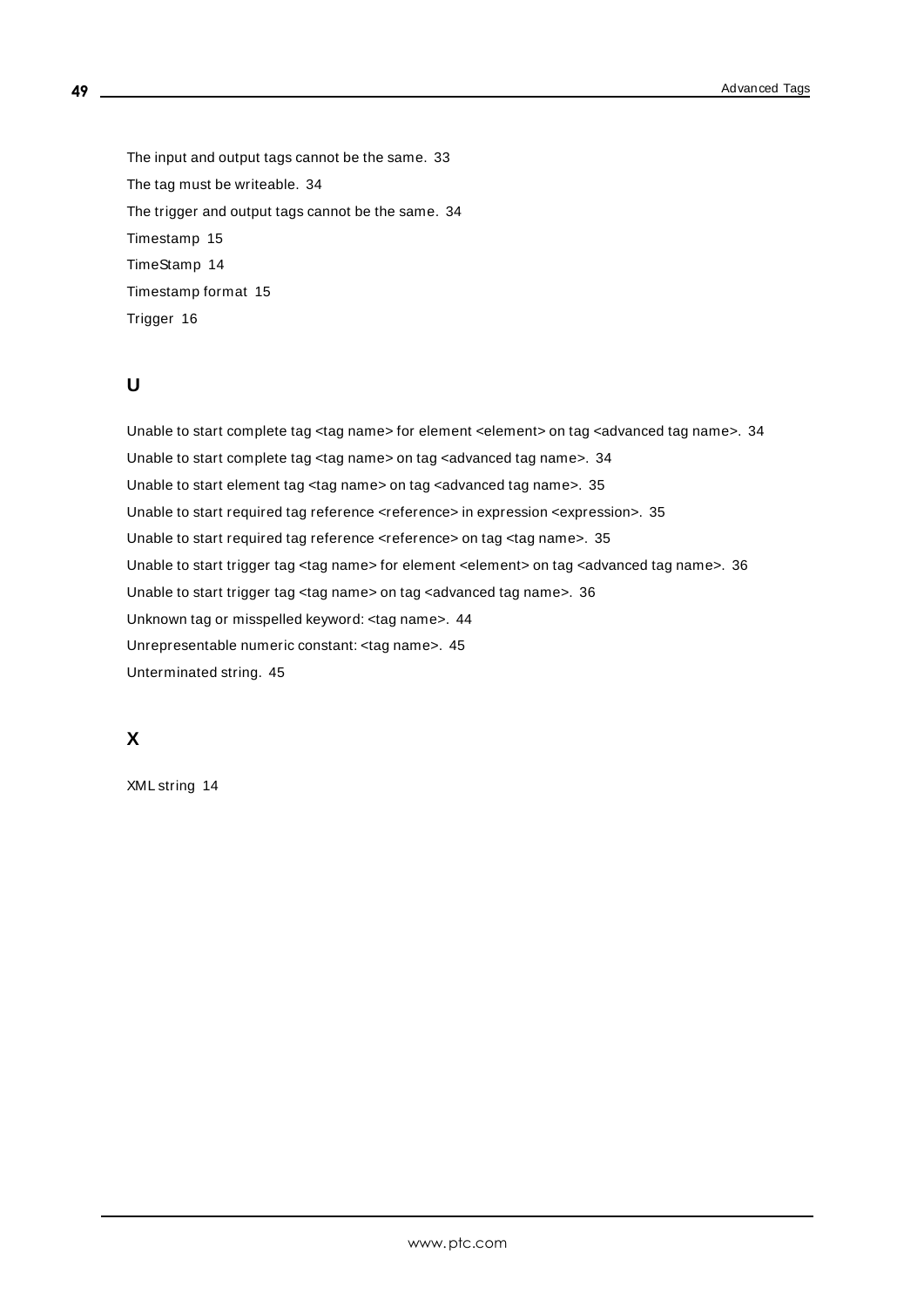The input and output tags cannot be the same. 33

The tag must be writeable. 34

The trigger and output tags cannot be the same. 34

Timestamp 15

TimeStamp 14

Timestamp format 15

Trigger 16

## U

Unable to start complete tag <tag name> for element <element> on tag <advanced tag name>. 34

Unable to start complete tag <tag name> on tag <advanced tag name>. 34

Unable to start element tag <tag name> on tag <advanced tag name>. 35

Unable to start required tag reference <reference> in expression <expression>. 35

Unable to start required tag reference <reference> on tag <tag name>. 35

Unable to start trigger tag <tag name> for element <element> on tag <advanced tag name>. 36

Unable to start trigger tag <tag name> on tag <advanced tag name>. 36

Unknown tag or misspelled keyword: <tag name>. 44

Unrepresentable numeric constant: <tag name>. 45

Unterminated string. 45

## X

XML string 14